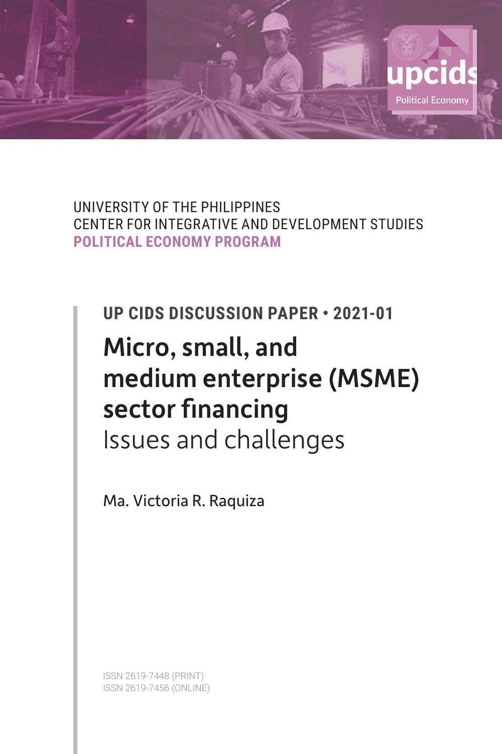upcids

Political Economy

UNIVERSITY OF THE PHILIPPINES
CENTER FOR INTEGRATIVE AND DEVELOPMENT STUDIES
**POLITICAL ECONOMY PROGRAM**

**UP CIDS DISCUSSION PAPER • 2021-01**

# Micro, small, and medium enterprise (MSME) sector financing

## Issues and challenges

Ma. Victoria R. Raquiza

ISSN 2619-7448 (PRINT)
ISSN 2619-7456 (ONLINE)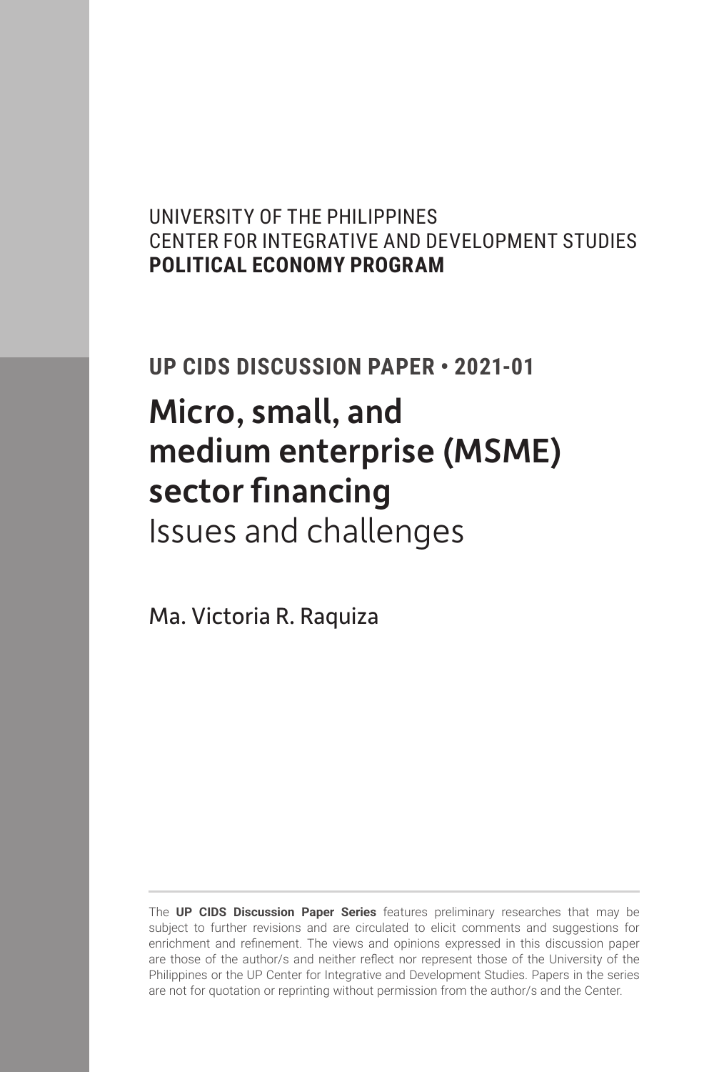UNIVERSITY OF THE PHILIPPINES
CENTER FOR INTEGRATIVE AND DEVELOPMENT STUDIES
**POLITICAL ECONOMY PROGRAM**

**UP CIDS DISCUSSION PAPER • 2021-01**

# Micro, small, and medium enterprise (MSME) sector financing

## Issues and challenges

Ma. Victoria R. Raquiza

The **UP CIDS Discussion Paper Series** features preliminary researches that may be subject to further revisions and are circulated to elicit comments and suggestions for enrichment and refinement. The views and opinions expressed in this discussion paper are those of the author/s and neither reflect nor represent those of the University of the Philippines or the UP Center for Integrative and Development Studies. Papers in the series are not for quotation or reprinting without permission from the author/s and the Center.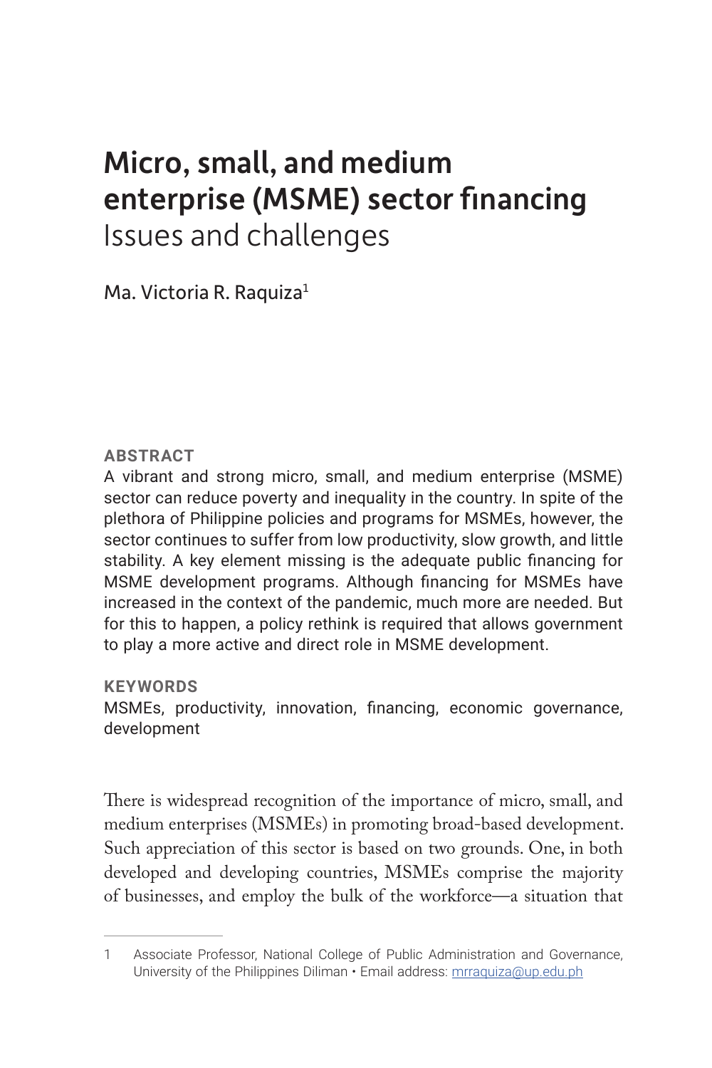# Micro, small, and medium enterprise (MSME) sector financing
## Issues and challenges

Ma. Victoria R. Raquiza[1]

**ABSTRACT**

A vibrant and strong micro, small, and medium enterprise (MSME) sector can reduce poverty and inequality in the country. In spite of the plethora of Philippine policies and programs for MSMEs, however, the sector continues to suffer from low productivity, slow growth, and little stability. A key element missing is the adequate public financing for MSME development programs. Although financing for MSMEs have increased in the context of the pandemic, much more are needed. But for this to happen, a policy rethink is required that allows government to play a more active and direct role in MSME development.

**KEYWORDS**

MSMEs, productivity, innovation, financing, economic governance, development

There is widespread recognition of the importance of micro, small, and medium enterprises (MSMEs) in promoting broad-based development. Such appreciation of this sector is based on two grounds. One, in both developed and developing countries, MSMEs comprise the majority of businesses, and employ the bulk of the workforce—a situation that

---

1 Associate Professor, National College of Public Administration and Governance, University of the Philippines Diliman • Email address: mrraquiza@up.edu.ph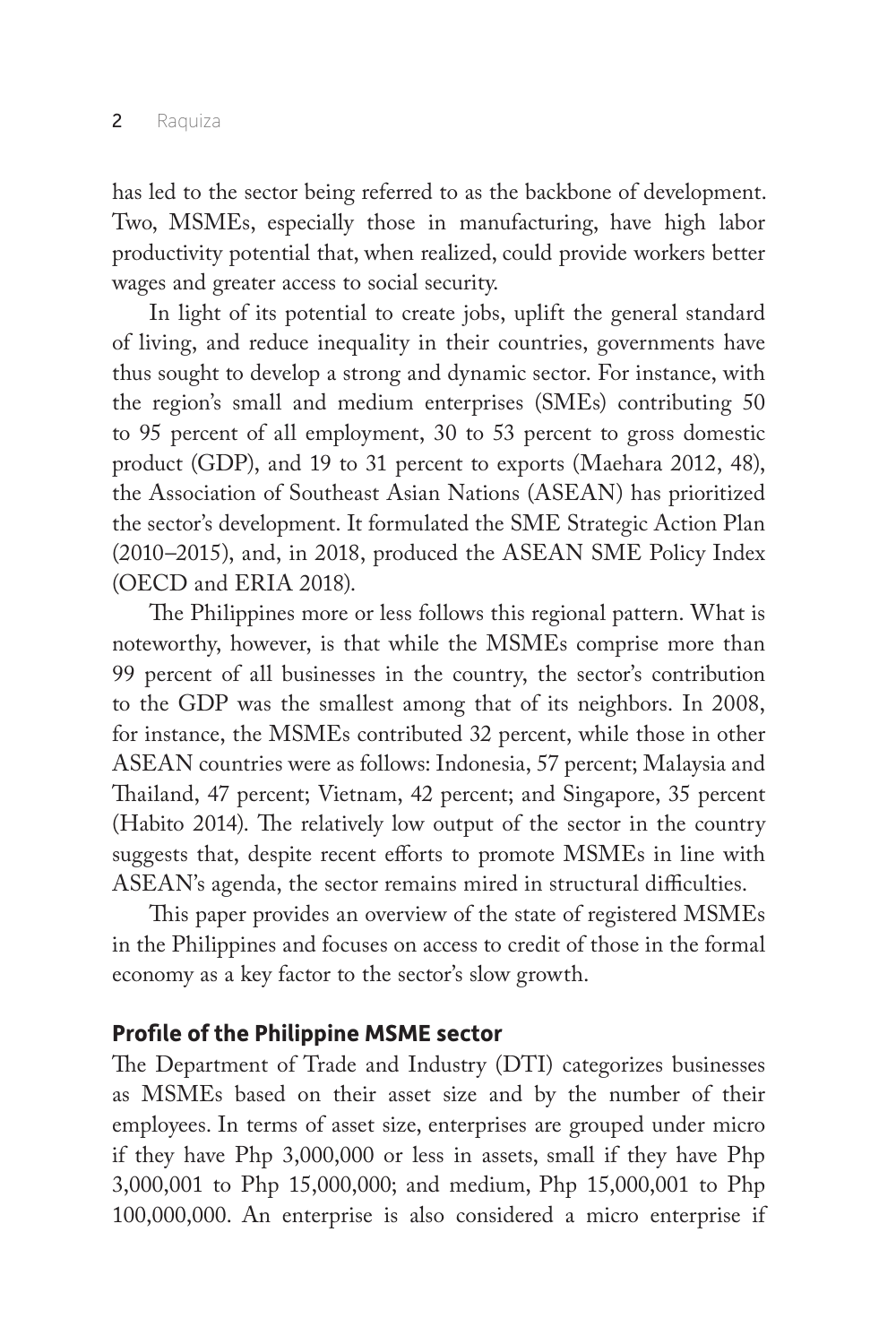has led to the sector being referred to as the backbone of development. Two, MSMEs, especially those in manufacturing, have high labor productivity potential that, when realized, could provide workers better wages and greater access to social security.

In light of its potential to create jobs, uplift the general standard of living, and reduce inequality in their countries, governments have thus sought to develop a strong and dynamic sector. For instance, with the region's small and medium enterprises (SMEs) contributing 50 to 95 percent of all employment, 30 to 53 percent to gross domestic product (GDP), and 19 to 31 percent to exports (Maehara 2012, 48), the Association of Southeast Asian Nations (ASEAN) has prioritized the sector's development. It formulated the SME Strategic Action Plan (2010–2015), and, in 2018, produced the ASEAN SME Policy Index (OECD and ERIA 2018).

The Philippines more or less follows this regional pattern. What is noteworthy, however, is that while the MSMEs comprise more than 99 percent of all businesses in the country, the sector's contribution to the GDP was the smallest among that of its neighbors. In 2008, for instance, the MSMEs contributed 32 percent, while those in other ASEAN countries were as follows: Indonesia, 57 percent; Malaysia and Thailand, 47 percent; Vietnam, 42 percent; and Singapore, 35 percent (Habito 2014). The relatively low output of the sector in the country suggests that, despite recent efforts to promote MSMEs in line with ASEAN's agenda, the sector remains mired in structural difficulties.

This paper provides an overview of the state of registered MSMEs in the Philippines and focuses on access to credit of those in the formal economy as a key factor to the sector's slow growth.

## Profile of the Philippine MSME sector

The Department of Trade and Industry (DTI) categorizes businesses as MSMEs based on their asset size and by the number of their employees. In terms of asset size, enterprises are grouped under micro if they have Php 3,000,000 or less in assets, small if they have Php 3,000,001 to Php 15,000,000; and medium, Php 15,000,001 to Php 100,000,000. An enterprise is also considered a micro enterprise if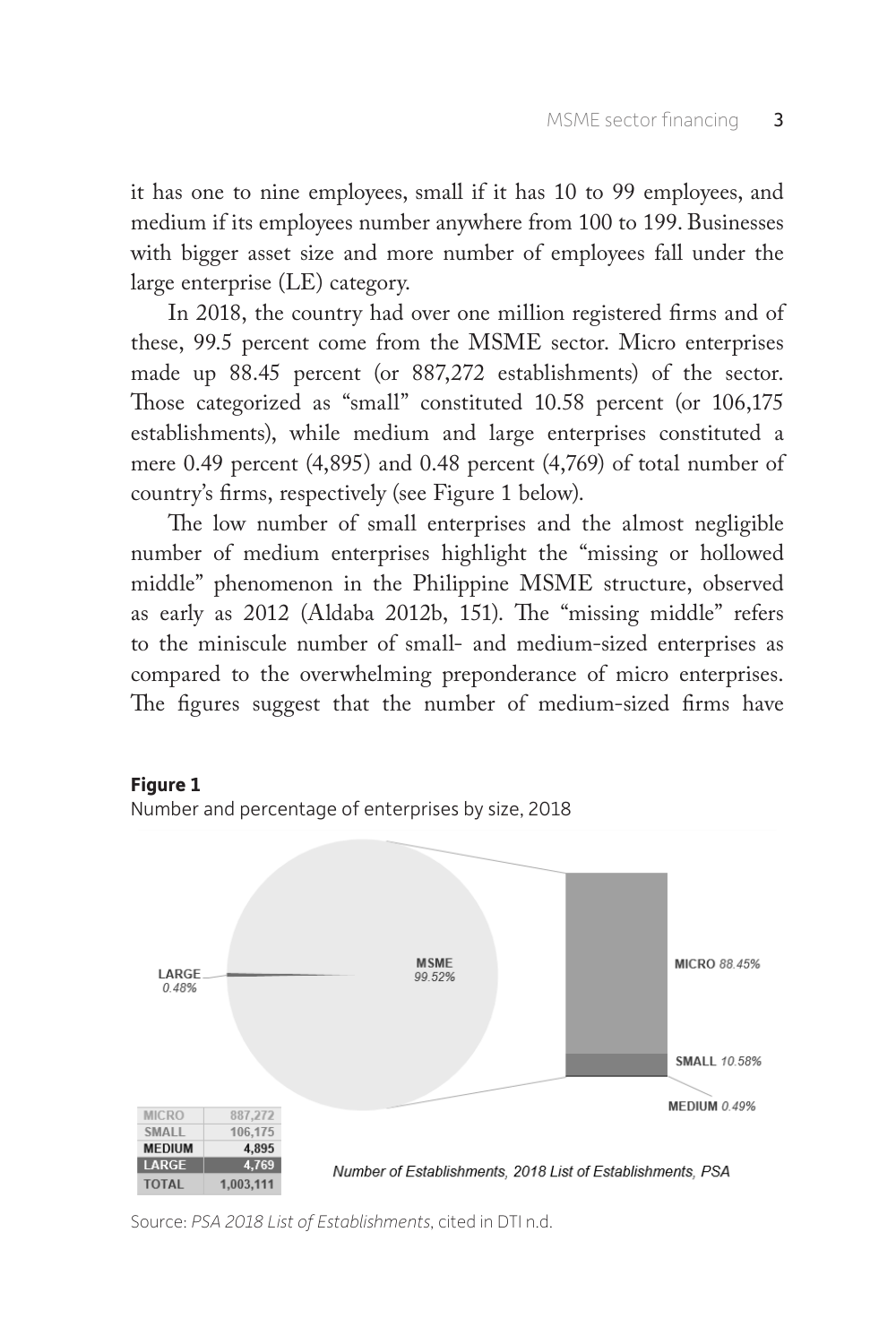it has one to nine employees, small if it has 10 to 99 employees, and medium if its employees number anywhere from 100 to 199. Businesses with bigger asset size and more number of employees fall under the large enterprise (LE) category.

In 2018, the country had over one million registered firms and of these, 99.5 percent come from the MSME sector. Micro enterprises made up 88.45 percent (or 887,272 establishments) of the sector. Those categorized as "small" constituted 10.58 percent (or 106,175 establishments), while medium and large enterprises constituted a mere 0.49 percent (4,895) and 0.48 percent (4,769) of total number of country's firms, respectively (see Figure 1 below).

The low number of small enterprises and the almost negligible number of medium enterprises highlight the "missing or hollowed middle" phenomenon in the Philippine MSME structure, observed as early as 2012 (Aldaba 2012b, 151). The "missing middle" refers to the miniscule number of small- and medium-sized enterprises as compared to the overwhelming preponderance of micro enterprises. The figures suggest that the number of medium-sized firms have

**Figure 1**

Number and percentage of enterprises by size, 2018

LARGE 0.48% | MSME 99.52% | MICRO 88.45% | SMALL 10.58% | MEDIUM 0.49%

| | |
|---|---|
| MICRO | 887,272 |
| SMALL | 106,175 |
| MEDIUM | 4,895 |
| LARGE | 4,769 |
| TOTAL | 1,003,111 |

*Number of Establishments, 2018 List of Establishments, PSA*

Source: *PSA 2018 List of Establishments*, cited in DTI n.d.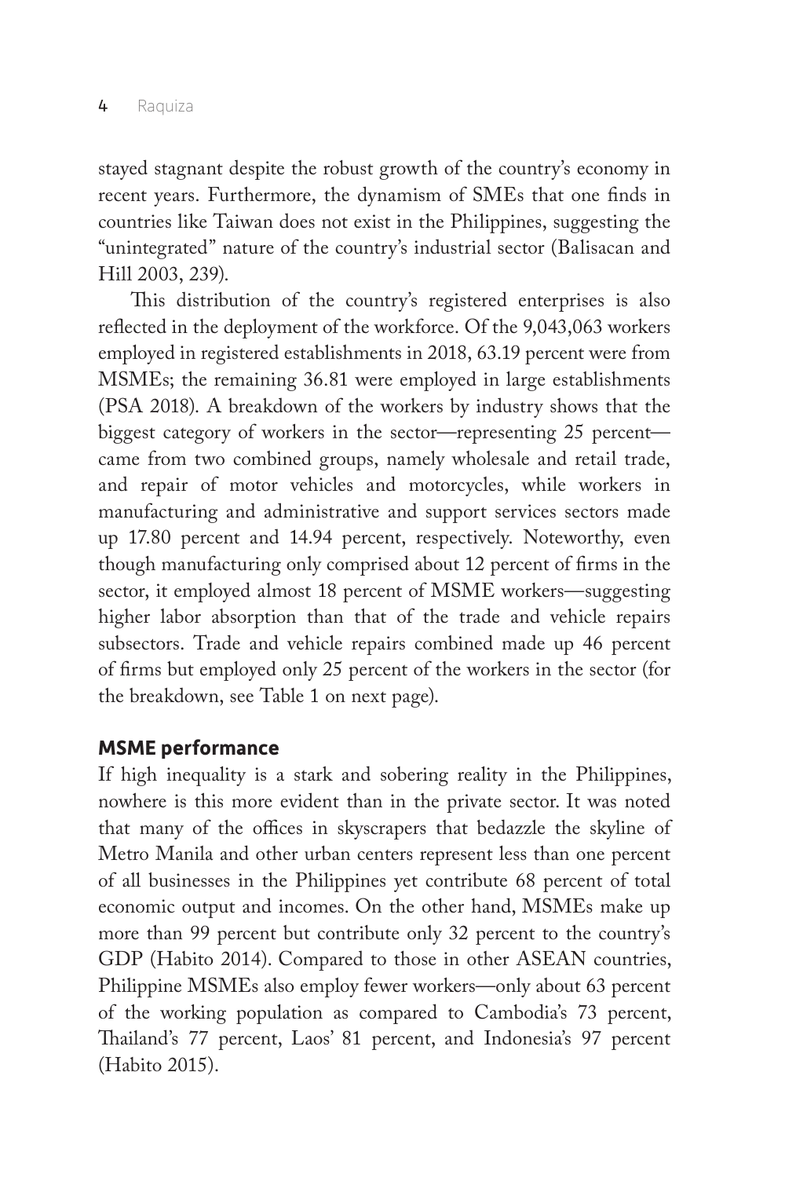stayed stagnant despite the robust growth of the country's economy in recent years. Furthermore, the dynamism of SMEs that one finds in countries like Taiwan does not exist in the Philippines, suggesting the "unintegrated" nature of the country's industrial sector (Balisacan and Hill 2003, 239).

This distribution of the country's registered enterprises is also reflected in the deployment of the workforce. Of the 9,043,063 workers employed in registered establishments in 2018, 63.19 percent were from MSMEs; the remaining 36.81 were employed in large establishments (PSA 2018). A breakdown of the workers by industry shows that the biggest category of workers in the sector—representing 25 percent—came from two combined groups, namely wholesale and retail trade, and repair of motor vehicles and motorcycles, while workers in manufacturing and administrative and support services sectors made up 17.80 percent and 14.94 percent, respectively. Noteworthy, even though manufacturing only comprised about 12 percent of firms in the sector, it employed almost 18 percent of MSME workers—suggesting higher labor absorption than that of the trade and vehicle repairs subsectors. Trade and vehicle repairs combined made up 46 percent of firms but employed only 25 percent of the workers in the sector (for the breakdown, see Table 1 on next page).

## MSME performance

If high inequality is a stark and sobering reality in the Philippines, nowhere is this more evident than in the private sector. It was noted that many of the offices in skyscrapers that bedazzle the skyline of Metro Manila and other urban centers represent less than one percent of all businesses in the Philippines yet contribute 68 percent of total economic output and incomes. On the other hand, MSMEs make up more than 99 percent but contribute only 32 percent to the country's GDP (Habito 2014). Compared to those in other ASEAN countries, Philippine MSMEs also employ fewer workers—only about 63 percent of the working population as compared to Cambodia's 73 percent, Thailand's 77 percent, Laos' 81 percent, and Indonesia's 97 percent (Habito 2015).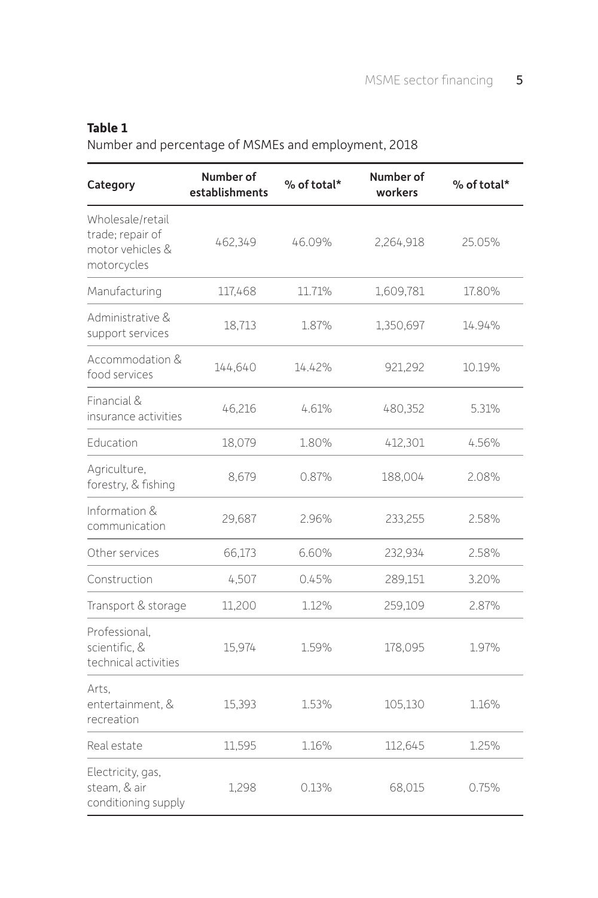**Table 1**

Number and percentage of MSMEs and employment, 2018

| Category | Number of establishments | % of total* | Number of workers | % of total* |
|---|---|---|---|---|
| Wholesale/retail trade; repair of motor vehicles & motorcycles | 462,349 | 46.09% | 2,264,918 | 25.05% |
| Manufacturing | 117,468 | 11.71% | 1,609,781 | 17.80% |
| Administrative & support services | 18,713 | 1.87% | 1,350,697 | 14.94% |
| Accommodation & food services | 144,640 | 14.42% | 921,292 | 10.19% |
| Financial & insurance activities | 46,216 | 4.61% | 480,352 | 5.31% |
| Education | 18,079 | 1.80% | 412,301 | 4.56% |
| Agriculture, forestry, & fishing | 8,679 | 0.87% | 188,004 | 2.08% |
| Information & communication | 29,687 | 2.96% | 233,255 | 2.58% |
| Other services | 66,173 | 6.60% | 232,934 | 2.58% |
| Construction | 4,507 | 0.45% | 289,151 | 3.20% |
| Transport & storage | 11,200 | 1.12% | 259,109 | 2.87% |
| Professional, scientific, & technical activities | 15,974 | 1.59% | 178,095 | 1.97% |
| Arts, entertainment, & recreation | 15,393 | 1.53% | 105,130 | 1.16% |
| Real estate | 11,595 | 1.16% | 112,645 | 1.25% |
| Electricity, gas, steam, & air conditioning supply | 1,298 | 0.13% | 68,015 | 0.75% |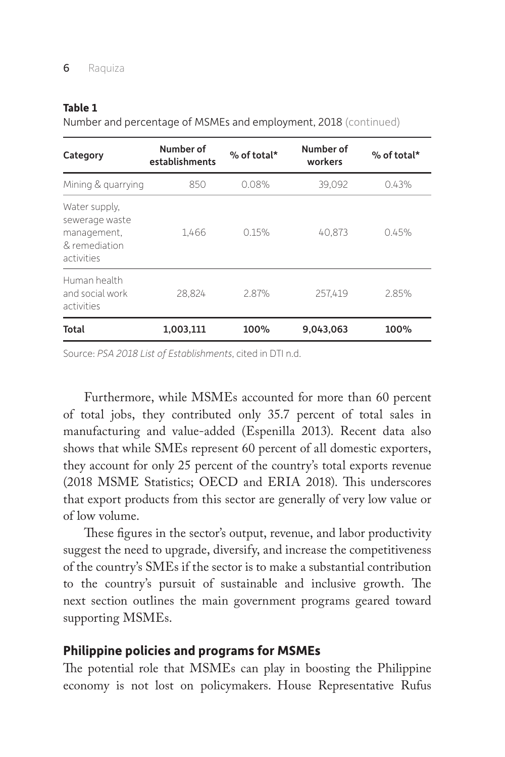**Table 1**

Number and percentage of MSMEs and employment, 2018 (continued)

| Category | Number of establishments | % of total* | Number of workers | % of total* |
|---|---|---|---|---|
| Mining & quarrying | 850 | 0.08% | 39,092 | 0.43% |
| Water supply, sewerage waste management, & remediation activities | 1,466 | 0.15% | 40,873 | 0.45% |
| Human health and social work activities | 28,824 | 2.87% | 257,419 | 2.85% |
| **Total** | **1,003,111** | **100%** | **9,043,063** | **100%** |

Source: *PSA 2018 List of Establishments*, cited in DTI n.d.

Furthermore, while MSMEs accounted for more than 60 percent of total jobs, they contributed only 35.7 percent of total sales in manufacturing and value-added (Espenilla 2013). Recent data also shows that while SMEs represent 60 percent of all domestic exporters, they account for only 25 percent of the country's total exports revenue (2018 MSME Statistics; OECD and ERIA 2018). This underscores that export products from this sector are generally of very low value or of low volume.

These figures in the sector's output, revenue, and labor productivity suggest the need to upgrade, diversify, and increase the competitiveness of the country's SMEs if the sector is to make a substantial contribution to the country's pursuit of sustainable and inclusive growth. The next section outlines the main government programs geared toward supporting MSMEs.

## Philippine policies and programs for MSMEs

The potential role that MSMEs can play in boosting the Philippine economy is not lost on policymakers. House Representative Rufus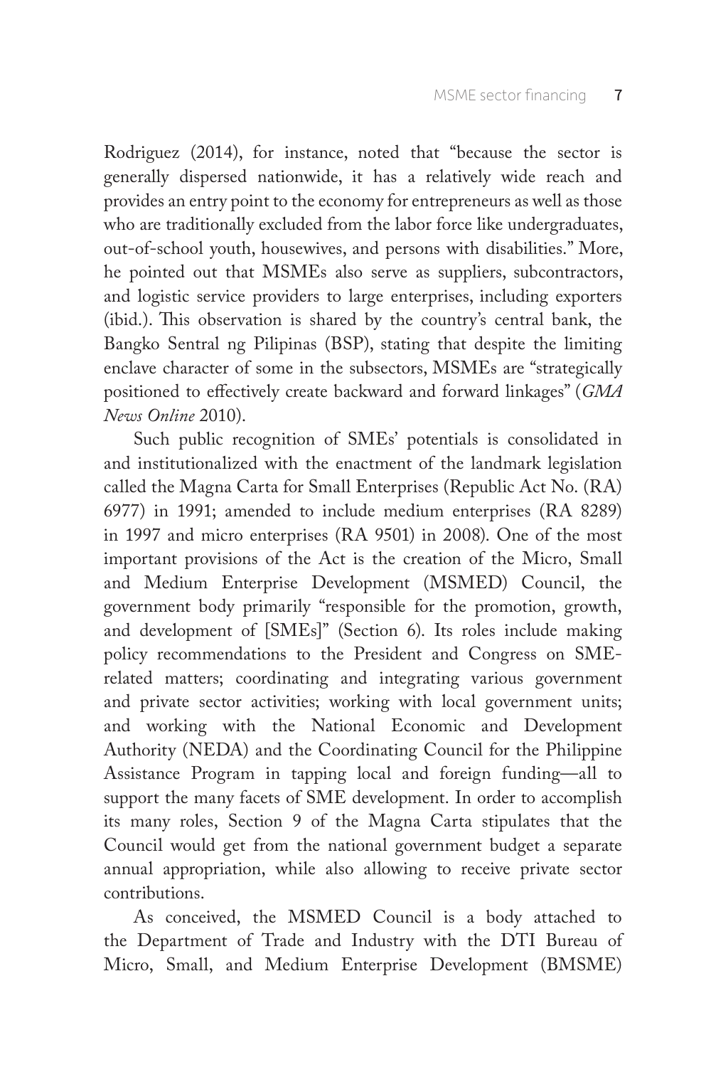Rodriguez (2014), for instance, noted that "because the sector is generally dispersed nationwide, it has a relatively wide reach and provides an entry point to the economy for entrepreneurs as well as those who are traditionally excluded from the labor force like undergraduates, out-of-school youth, housewives, and persons with disabilities." More, he pointed out that MSMEs also serve as suppliers, subcontractors, and logistic service providers to large enterprises, including exporters (ibid.). This observation is shared by the country's central bank, the Bangko Sentral ng Pilipinas (BSP), stating that despite the limiting enclave character of some in the subsectors, MSMEs are "strategically positioned to effectively create backward and forward linkages" (*GMA News Online* 2010).

Such public recognition of SMEs' potentials is consolidated in and institutionalized with the enactment of the landmark legislation called the Magna Carta for Small Enterprises (Republic Act No. (RA) 6977) in 1991; amended to include medium enterprises (RA 8289) in 1997 and micro enterprises (RA 9501) in 2008. One of the most important provisions of the Act is the creation of the Micro, Small and Medium Enterprise Development (MSMED) Council, the government body primarily "responsible for the promotion, growth, and development of [SMEs]" (Section 6). Its roles include making policy recommendations to the President and Congress on SME-related matters; coordinating and integrating various government and private sector activities; working with local government units; and working with the National Economic and Development Authority (NEDA) and the Coordinating Council for the Philippine Assistance Program in tapping local and foreign funding—all to support the many facets of SME development. In order to accomplish its many roles, Section 9 of the Magna Carta stipulates that the Council would get from the national government budget a separate annual appropriation, while also allowing to receive private sector contributions.

As conceived, the MSMED Council is a body attached to the Department of Trade and Industry with the DTI Bureau of Micro, Small, and Medium Enterprise Development (BMSME)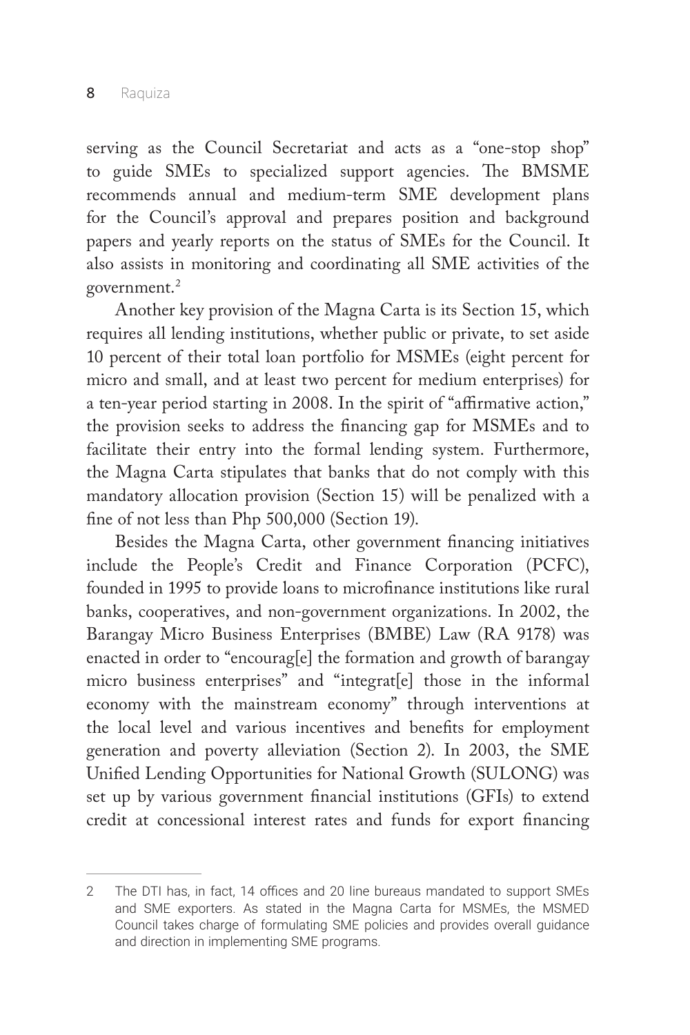serving as the Council Secretariat and acts as a "one-stop shop" to guide SMEs to specialized support agencies. The BMSME recommends annual and medium-term SME development plans for the Council's approval and prepares position and background papers and yearly reports on the status of SMEs for the Council. It also assists in monitoring and coordinating all SME activities of the government.[2]

Another key provision of the Magna Carta is its Section 15, which requires all lending institutions, whether public or private, to set aside 10 percent of their total loan portfolio for MSMEs (eight percent for micro and small, and at least two percent for medium enterprises) for a ten-year period starting in 2008. In the spirit of "affirmative action," the provision seeks to address the financing gap for MSMEs and to facilitate their entry into the formal lending system. Furthermore, the Magna Carta stipulates that banks that do not comply with this mandatory allocation provision (Section 15) will be penalized with a fine of not less than Php 500,000 (Section 19).

Besides the Magna Carta, other government financing initiatives include the People's Credit and Finance Corporation (PCFC), founded in 1995 to provide loans to microfinance institutions like rural banks, cooperatives, and non-government organizations. In 2002, the Barangay Micro Business Enterprises (BMBE) Law (RA 9178) was enacted in order to "encourag[e] the formation and growth of barangay micro business enterprises" and "integrat[e] those in the informal economy with the mainstream economy" through interventions at the local level and various incentives and benefits for employment generation and poverty alleviation (Section 2). In 2003, the SME Unified Lending Opportunities for National Growth (SULONG) was set up by various government financial institutions (GFIs) to extend credit at concessional interest rates and funds for export financing

2 The DTI has, in fact, 14 offices and 20 line bureaus mandated to support SMEs and SME exporters. As stated in the Magna Carta for MSMEs, the MSMED Council takes charge of formulating SME policies and provides overall guidance and direction in implementing SME programs.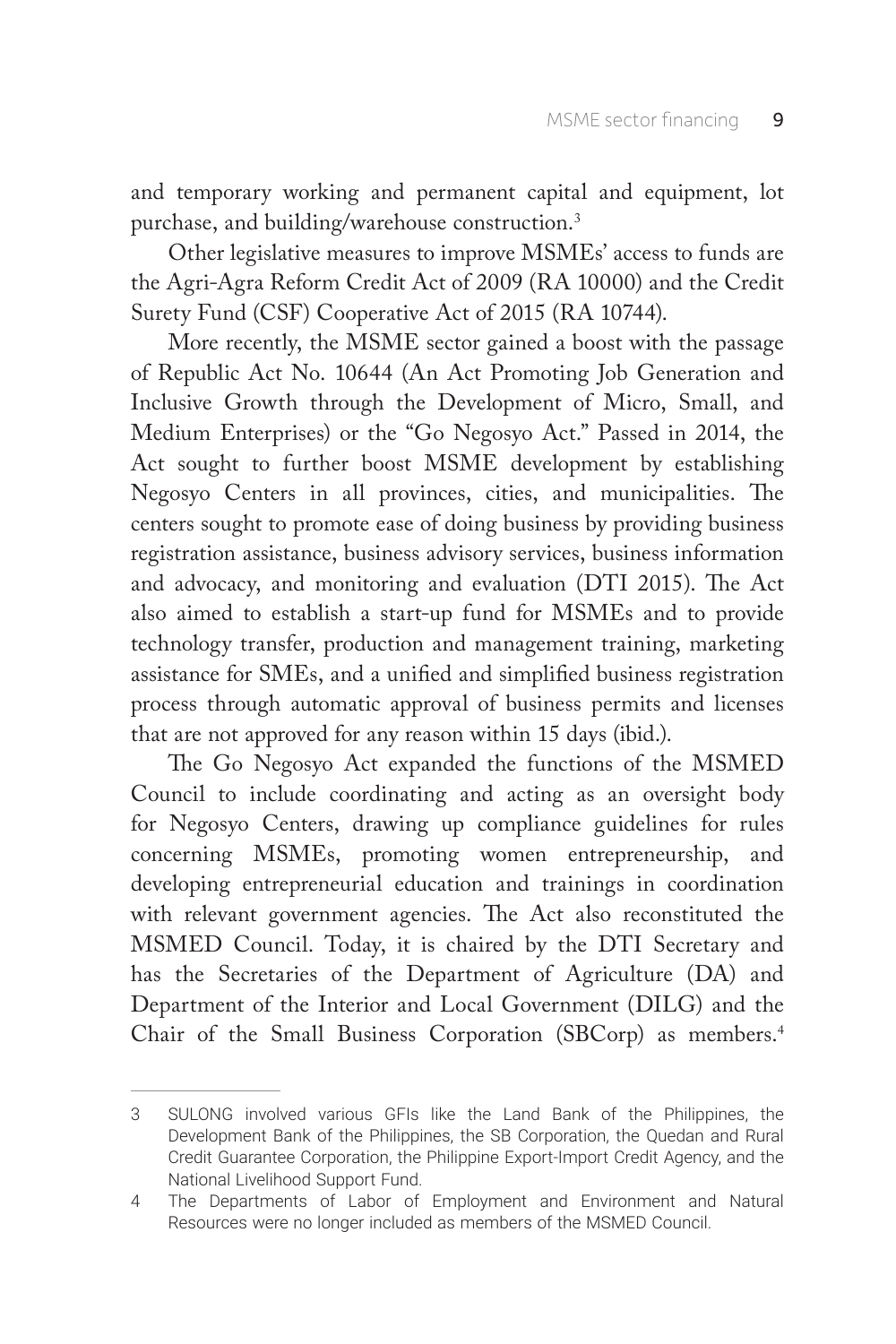and temporary working and permanent capital and equipment, lot purchase, and building/warehouse construction.[3]

Other legislative measures to improve MSMEs' access to funds are the Agri-Agra Reform Credit Act of 2009 (RA 10000) and the Credit Surety Fund (CSF) Cooperative Act of 2015 (RA 10744).

More recently, the MSME sector gained a boost with the passage of Republic Act No. 10644 (An Act Promoting Job Generation and Inclusive Growth through the Development of Micro, Small, and Medium Enterprises) or the "Go Negosyo Act." Passed in 2014, the Act sought to further boost MSME development by establishing Negosyo Centers in all provinces, cities, and municipalities. The centers sought to promote ease of doing business by providing business registration assistance, business advisory services, business information and advocacy, and monitoring and evaluation (DTI 2015). The Act also aimed to establish a start-up fund for MSMEs and to provide technology transfer, production and management training, marketing assistance for SMEs, and a unified and simplified business registration process through automatic approval of business permits and licenses that are not approved for any reason within 15 days (ibid.).

The Go Negosyo Act expanded the functions of the MSMED Council to include coordinating and acting as an oversight body for Negosyo Centers, drawing up compliance guidelines for rules concerning MSMEs, promoting women entrepreneurship, and developing entrepreneurial education and trainings in coordination with relevant government agencies. The Act also reconstituted the MSMED Council. Today, it is chaired by the DTI Secretary and has the Secretaries of the Department of Agriculture (DA) and Department of the Interior and Local Government (DILG) and the Chair of the Small Business Corporation (SBCorp) as members.[4]

---

3 SULONG involved various GFIs like the Land Bank of the Philippines, the Development Bank of the Philippines, the SB Corporation, the Quedan and Rural Credit Guarantee Corporation, the Philippine Export-Import Credit Agency, and the National Livelihood Support Fund.

4 The Departments of Labor of Employment and Environment and Natural Resources were no longer included as members of the MSMED Council.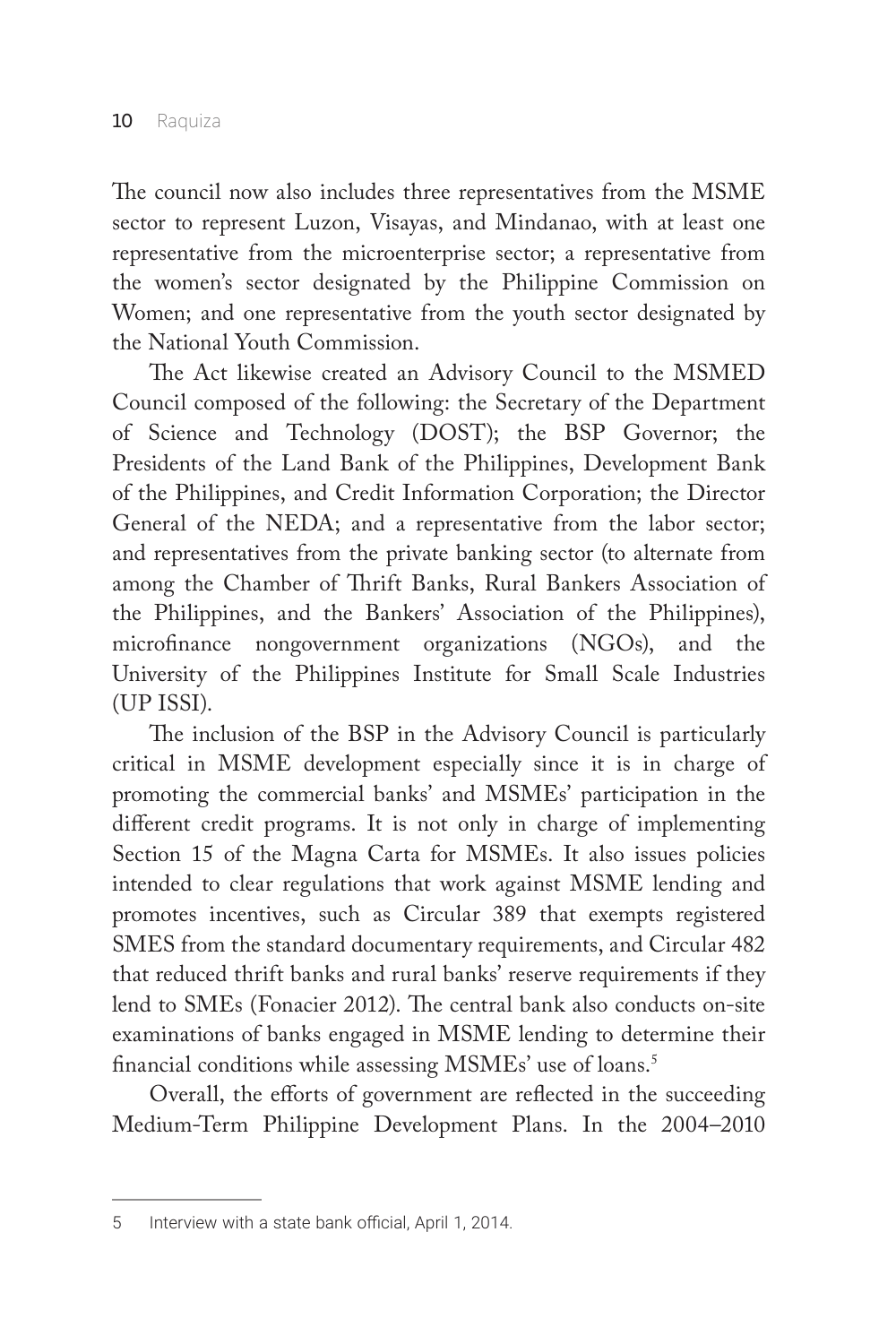The council now also includes three representatives from the MSME sector to represent Luzon, Visayas, and Mindanao, with at least one representative from the microenterprise sector; a representative from the women's sector designated by the Philippine Commission on Women; and one representative from the youth sector designated by the National Youth Commission.

The Act likewise created an Advisory Council to the MSMED Council composed of the following: the Secretary of the Department of Science and Technology (DOST); the BSP Governor; the Presidents of the Land Bank of the Philippines, Development Bank of the Philippines, and Credit Information Corporation; the Director General of the NEDA; and a representative from the labor sector; and representatives from the private banking sector (to alternate from among the Chamber of Thrift Banks, Rural Bankers Association of the Philippines, and the Bankers' Association of the Philippines), microfinance nongovernment organizations (NGOs), and the University of the Philippines Institute for Small Scale Industries (UP ISSI).

The inclusion of the BSP in the Advisory Council is particularly critical in MSME development especially since it is in charge of promoting the commercial banks' and MSMEs' participation in the different credit programs. It is not only in charge of implementing Section 15 of the Magna Carta for MSMEs. It also issues policies intended to clear regulations that work against MSME lending and promotes incentives, such as Circular 389 that exempts registered SMES from the standard documentary requirements, and Circular 482 that reduced thrift banks and rural banks' reserve requirements if they lend to SMEs (Fonacier 2012). The central bank also conducts on-site examinations of banks engaged in MSME lending to determine their financial conditions while assessing MSMEs' use of loans.[5]

Overall, the efforts of government are reflected in the succeeding Medium-Term Philippine Development Plans. In the 2004–2010

---

5 Interview with a state bank official, April 1, 2014.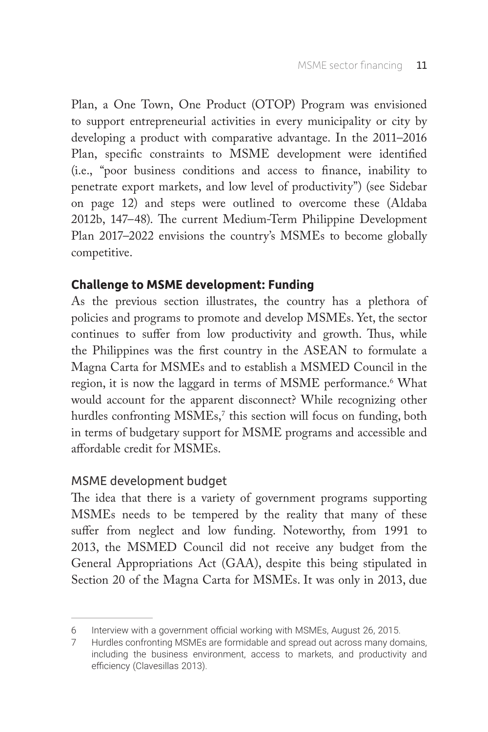Plan, a One Town, One Product (OTOP) Program was envisioned to support entrepreneurial activities in every municipality or city by developing a product with comparative advantage. In the 2011–2016 Plan, specific constraints to MSME development were identified (i.e., "poor business conditions and access to finance, inability to penetrate export markets, and low level of productivity") (see Sidebar on page 12) and steps were outlined to overcome these (Aldaba 2012b, 147–48). The current Medium-Term Philippine Development Plan 2017–2022 envisions the country's MSMEs to become globally competitive.

## Challenge to MSME development: Funding

As the previous section illustrates, the country has a plethora of policies and programs to promote and develop MSMEs. Yet, the sector continues to suffer from low productivity and growth. Thus, while the Philippines was the first country in the ASEAN to formulate a Magna Carta for MSMEs and to establish a MSMED Council in the region, it is now the laggard in terms of MSME performance.[6] What would account for the apparent disconnect? While recognizing other hurdles confronting MSMEs,[7] this section will focus on funding, both in terms of budgetary support for MSME programs and accessible and affordable credit for MSMEs.

### MSME development budget

The idea that there is a variety of government programs supporting MSMEs needs to be tempered by the reality that many of these suffer from neglect and low funding. Noteworthy, from 1991 to 2013, the MSMED Council did not receive any budget from the General Appropriations Act (GAA), despite this being stipulated in Section 20 of the Magna Carta for MSMEs. It was only in 2013, due

---

6 Interview with a government official working with MSMEs, August 26, 2015.

7 Hurdles confronting MSMEs are formidable and spread out across many domains, including the business environment, access to markets, and productivity and efficiency (Clavesillas 2013).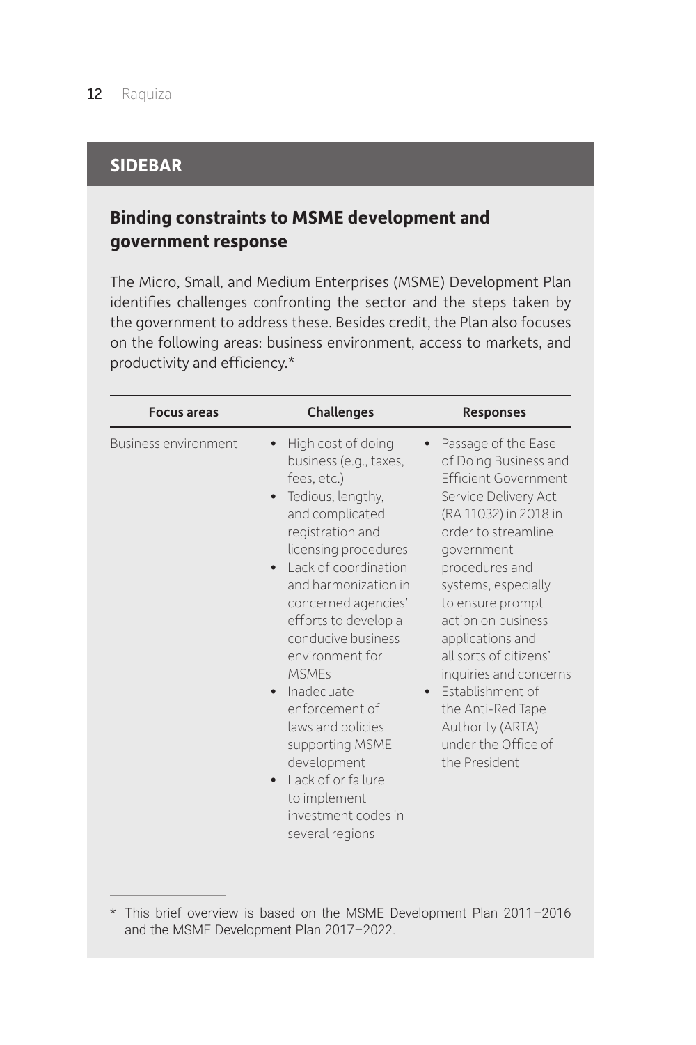## SIDEBAR

### Binding constraints to MSME development and government response

The Micro, Small, and Medium Enterprises (MSME) Development Plan identifies challenges confronting the sector and the steps taken by the government to address these. Besides credit, the Plan also focuses on the following areas: business environment, access to markets, and productivity and efficiency.*

| Focus areas | Challenges | Responses |
|---|---|---|
| Business environment | • High cost of doing business (e.g., taxes, fees, etc.)<br>• Tedious, lengthy, and complicated registration and licensing procedures<br>• Lack of coordination and harmonization in concerned agencies' efforts to develop a conducive business environment for MSMEs<br>• Inadequate enforcement of laws and policies supporting MSME development<br>• Lack of or failure to implement investment codes in several regions | • Passage of the Ease of Doing Business and Efficient Government Service Delivery Act (RA 11032) in 2018 in order to streamline government procedures and systems, especially to ensure prompt action on business applications and all sorts of citizens' inquiries and concerns<br>• Establishment of the Anti-Red Tape Authority (ARTA) under the Office of the President |

* This brief overview is based on the MSME Development Plan 2011–2016 and the MSME Development Plan 2017–2022.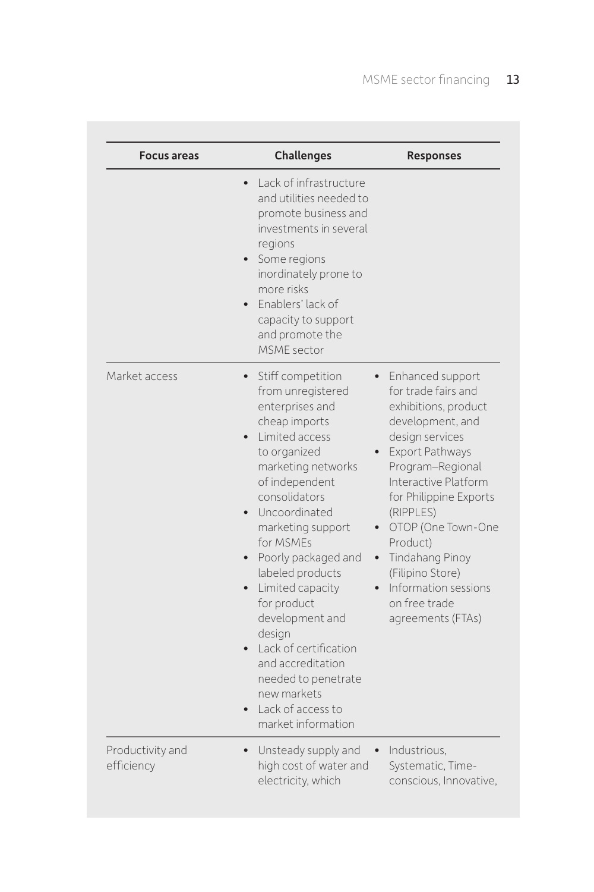| Focus areas | Challenges | Responses |
|---|---|---|
| | • Lack of infrastructure and utilities needed to promote business and investments in several regions<br>• Some regions inordinately prone to more risks<br>• Enablers' lack of capacity to support and promote the MSME sector | |
| Market access | • Stiff competition from unregistered enterprises and cheap imports<br>• Limited access to organized marketing networks of independent consolidators<br>• Uncoordinated marketing support for MSMEs<br>• Poorly packaged and labeled products<br>• Limited capacity for product development and design<br>• Lack of certification and accreditation needed to penetrate new markets<br>• Lack of access to market information | • Enhanced support for trade fairs and exhibitions, product development, and design services<br>• Export Pathways Program–Regional Interactive Platform for Philippine Exports (RIPPLES)<br>• OTOP (One Town-One Product)<br>• Tindahang Pinoy (Filipino Store)<br>• Information sessions on free trade agreements (FTAs) |
| Productivity and efficiency | • Unsteady supply and high cost of water and electricity, which | • Industrious, Systematic, Time-conscious, Innovative, |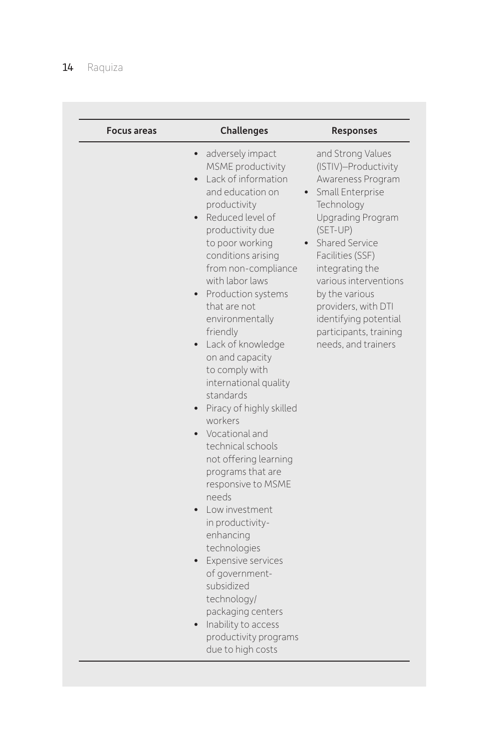| Focus areas | Challenges | Responses |
| --- | --- | --- |
| | • adversely impact MSME productivity<br>• Lack of information and education on productivity<br>• Reduced level of productivity due to poor working conditions arising from non-compliance with labor laws<br>• Production systems that are not environmentally friendly<br>• Lack of knowledge on and capacity to comply with international quality standards<br>• Piracy of highly skilled workers<br>• Vocational and technical schools not offering learning programs that are responsive to MSME needs<br>• Low investment in productivity-enhancing technologies<br>• Expensive services of government-subsidized technology/packaging centers<br>• Inability to access productivity programs due to high costs | and Strong Values (ISTIV)–Productivity Awareness Program<br>• Small Enterprise Technology Upgrading Program (SET-UP)<br>• Shared Service Facilities (SSF) integrating the various interventions by the various providers, with DTI identifying potential participants, training needs, and trainers |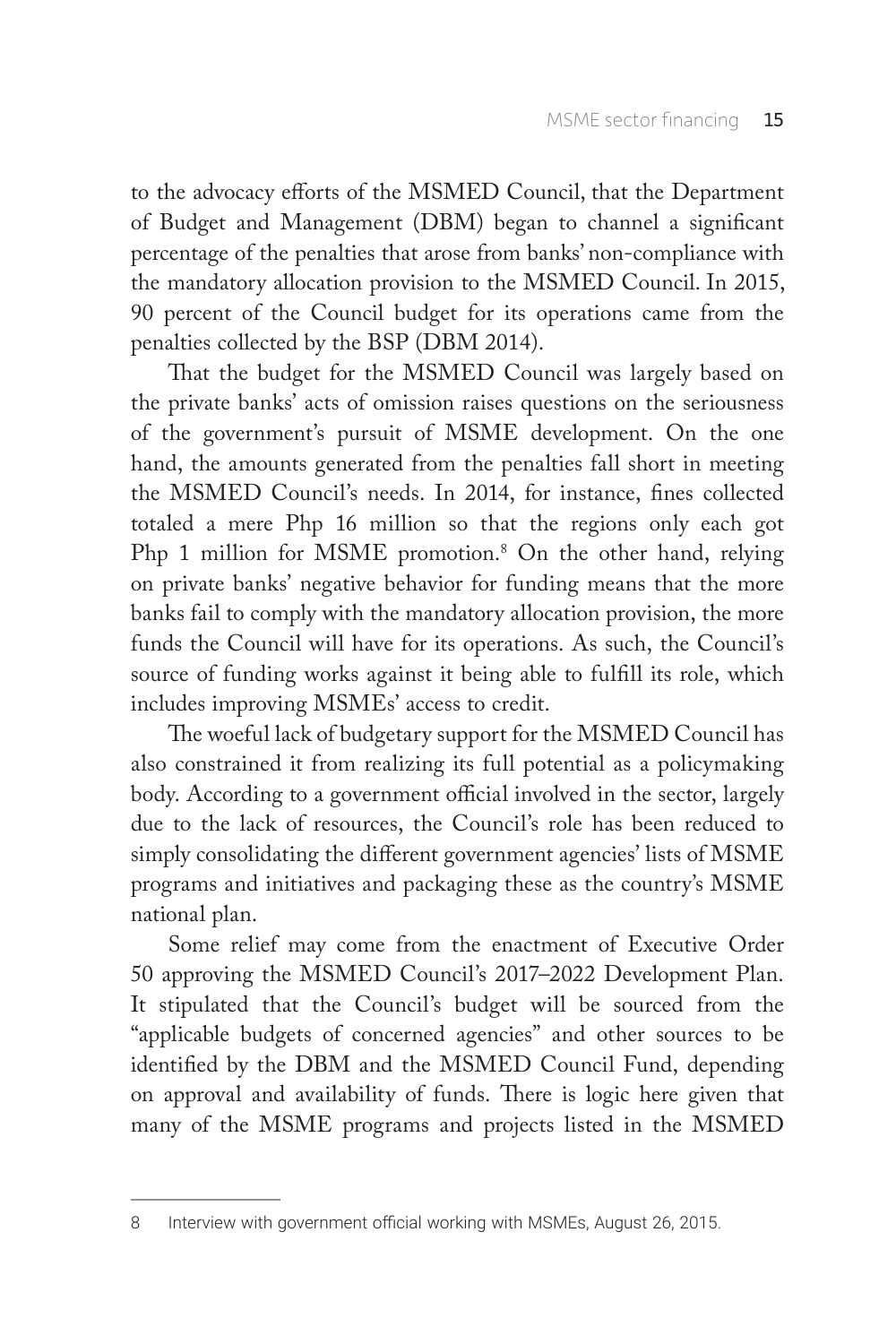to the advocacy efforts of the MSMED Council, that the Department of Budget and Management (DBM) began to channel a significant percentage of the penalties that arose from banks' non-compliance with the mandatory allocation provision to the MSMED Council. In 2015, 90 percent of the Council budget for its operations came from the penalties collected by the BSP (DBM 2014).

That the budget for the MSMED Council was largely based on the private banks' acts of omission raises questions on the seriousness of the government's pursuit of MSME development. On the one hand, the amounts generated from the penalties fall short in meeting the MSMED Council's needs. In 2014, for instance, fines collected totaled a mere Php 16 million so that the regions only each got Php 1 million for MSME promotion.[8] On the other hand, relying on private banks' negative behavior for funding means that the more banks fail to comply with the mandatory allocation provision, the more funds the Council will have for its operations. As such, the Council's source of funding works against it being able to fulfill its role, which includes improving MSMEs' access to credit.

The woeful lack of budgetary support for the MSMED Council has also constrained it from realizing its full potential as a policymaking body. According to a government official involved in the sector, largely due to the lack of resources, the Council's role has been reduced to simply consolidating the different government agencies' lists of MSME programs and initiatives and packaging these as the country's MSME national plan.

Some relief may come from the enactment of Executive Order 50 approving the MSMED Council's 2017–2022 Development Plan. It stipulated that the Council's budget will be sourced from the "applicable budgets of concerned agencies" and other sources to be identified by the DBM and the MSMED Council Fund, depending on approval and availability of funds. There is logic here given that many of the MSME programs and projects listed in the MSMED

---

8 Interview with government official working with MSMEs, August 26, 2015.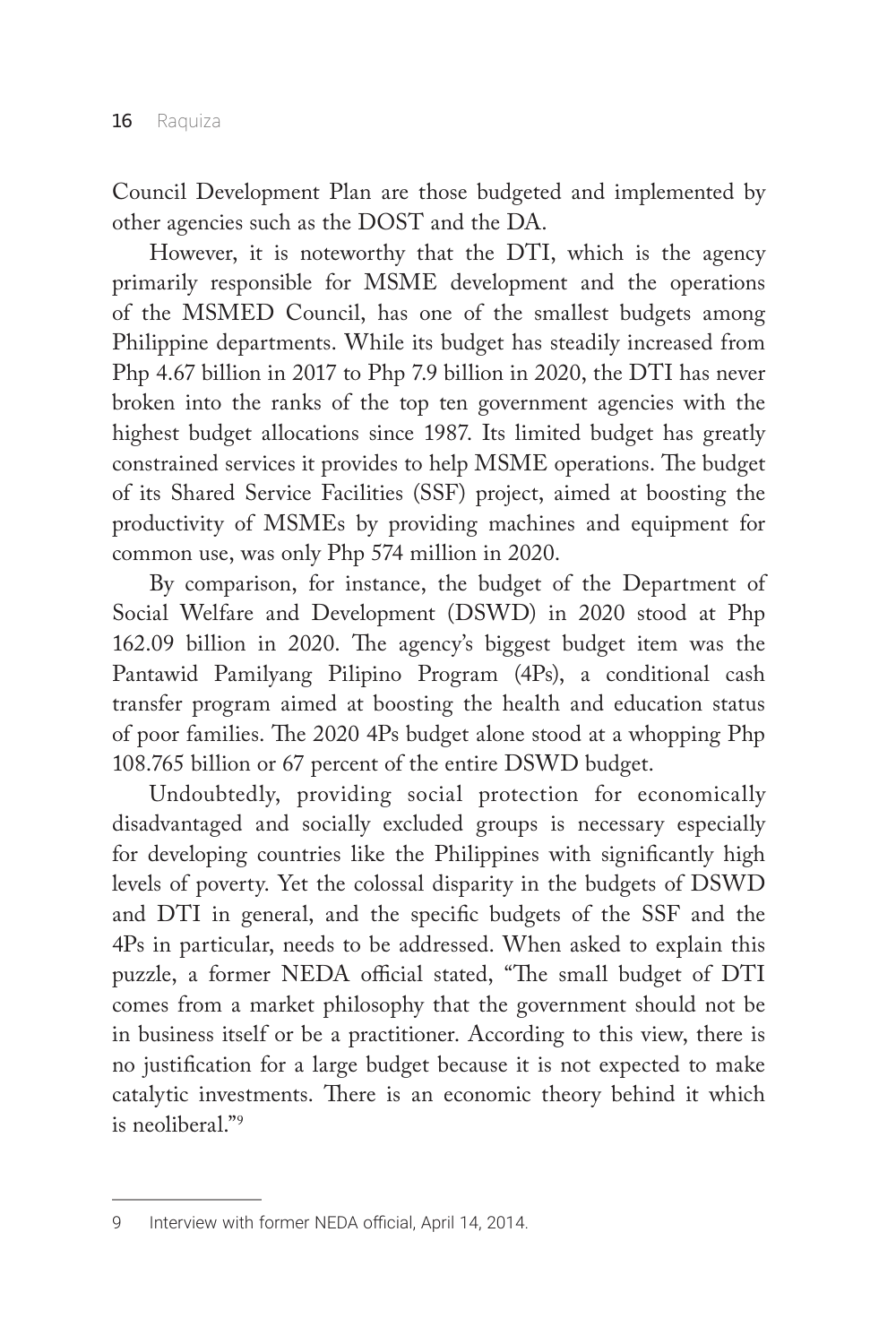Council Development Plan are those budgeted and implemented by other agencies such as the DOST and the DA.

However, it is noteworthy that the DTI, which is the agency primarily responsible for MSME development and the operations of the MSMED Council, has one of the smallest budgets among Philippine departments. While its budget has steadily increased from Php 4.67 billion in 2017 to Php 7.9 billion in 2020, the DTI has never broken into the ranks of the top ten government agencies with the highest budget allocations since 1987. Its limited budget has greatly constrained services it provides to help MSME operations. The budget of its Shared Service Facilities (SSF) project, aimed at boosting the productivity of MSMEs by providing machines and equipment for common use, was only Php 574 million in 2020.

By comparison, for instance, the budget of the Department of Social Welfare and Development (DSWD) in 2020 stood at Php 162.09 billion in 2020. The agency's biggest budget item was the Pantawid Pamilyang Pilipino Program (4Ps), a conditional cash transfer program aimed at boosting the health and education status of poor families. The 2020 4Ps budget alone stood at a whopping Php 108.765 billion or 67 percent of the entire DSWD budget.

Undoubtedly, providing social protection for economically disadvantaged and socially excluded groups is necessary especially for developing countries like the Philippines with significantly high levels of poverty. Yet the colossal disparity in the budgets of DSWD and DTI in general, and the specific budgets of the SSF and the 4Ps in particular, needs to be addressed. When asked to explain this puzzle, a former NEDA official stated, "The small budget of DTI comes from a market philosophy that the government should not be in business itself or be a practitioner. According to this view, there is no justification for a large budget because it is not expected to make catalytic investments. There is an economic theory behind it which is neoliberal."[9]

---

9 Interview with former NEDA official, April 14, 2014.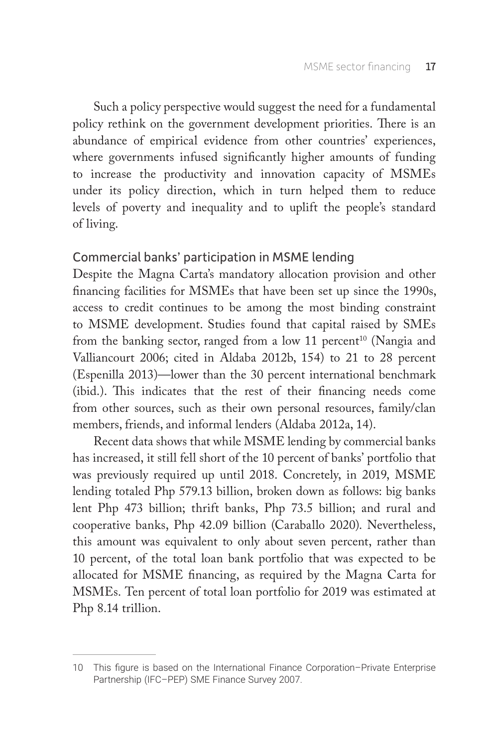Such a policy perspective would suggest the need for a fundamental policy rethink on the government development priorities. There is an abundance of empirical evidence from other countries' experiences, where governments infused significantly higher amounts of funding to increase the productivity and innovation capacity of MSMEs under its policy direction, which in turn helped them to reduce levels of poverty and inequality and to uplift the people's standard of living.

## Commercial banks' participation in MSME lending

Despite the Magna Carta's mandatory allocation provision and other financing facilities for MSMEs that have been set up since the 1990s, access to credit continues to be among the most binding constraint to MSME development. Studies found that capital raised by SMEs from the banking sector, ranged from a low 11 percent[10] (Nangia and Valliancourt 2006; cited in Aldaba 2012b, 154) to 21 to 28 percent (Espenilla 2013)—lower than the 30 percent international benchmark (ibid.). This indicates that the rest of their financing needs come from other sources, such as their own personal resources, family/clan members, friends, and informal lenders (Aldaba 2012a, 14).

Recent data shows that while MSME lending by commercial banks has increased, it still fell short of the 10 percent of banks' portfolio that was previously required up until 2018. Concretely, in 2019, MSME lending totaled Php 579.13 billion, broken down as follows: big banks lent Php 473 billion; thrift banks, Php 73.5 billion; and rural and cooperative banks, Php 42.09 billion (Caraballo 2020). Nevertheless, this amount was equivalent to only about seven percent, rather than 10 percent, of the total loan bank portfolio that was expected to be allocated for MSME financing, as required by the Magna Carta for MSMEs. Ten percent of total loan portfolio for 2019 was estimated at Php 8.14 trillion.

---

10 This figure is based on the International Finance Corporation–Private Enterprise Partnership (IFC–PEP) SME Finance Survey 2007.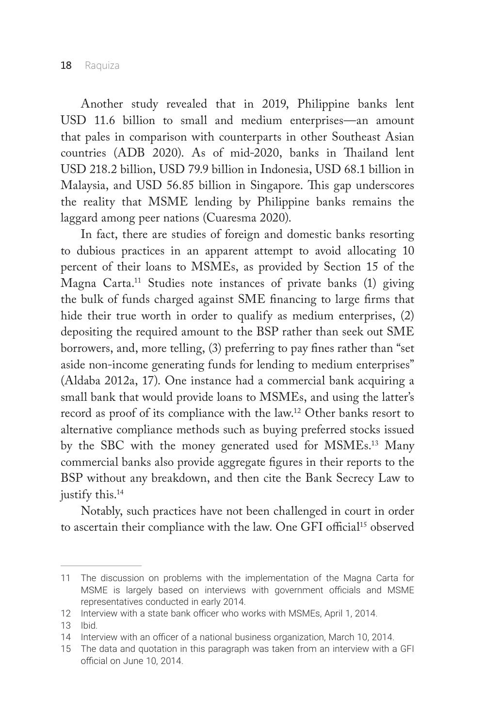Another study revealed that in 2019, Philippine banks lent USD 11.6 billion to small and medium enterprises—an amount that pales in comparison with counterparts in other Southeast Asian countries (ADB 2020). As of mid-2020, banks in Thailand lent USD 218.2 billion, USD 79.9 billion in Indonesia, USD 68.1 billion in Malaysia, and USD 56.85 billion in Singapore. This gap underscores the reality that MSME lending by Philippine banks remains the laggard among peer nations (Cuaresma 2020).

In fact, there are studies of foreign and domestic banks resorting to dubious practices in an apparent attempt to avoid allocating 10 percent of their loans to MSMEs, as provided by Section 15 of the Magna Carta.[11] Studies note instances of private banks (1) giving the bulk of funds charged against SME financing to large firms that hide their true worth in order to qualify as medium enterprises, (2) depositing the required amount to the BSP rather than seek out SME borrowers, and, more telling, (3) preferring to pay fines rather than "set aside non-income generating funds for lending to medium enterprises" (Aldaba 2012a, 17). One instance had a commercial bank acquiring a small bank that would provide loans to MSMEs, and using the latter's record as proof of its compliance with the law.[12] Other banks resort to alternative compliance methods such as buying preferred stocks issued by the SBC with the money generated used for MSMEs.[13] Many commercial banks also provide aggregate figures in their reports to the BSP without any breakdown, and then cite the Bank Secrecy Law to justify this.[14]

Notably, such practices have not been challenged in court in order to ascertain their compliance with the law. One GFI official[15] observed

---

11 The discussion on problems with the implementation of the Magna Carta for MSME is largely based on interviews with government officials and MSME representatives conducted in early 2014.

12 Interview with a state bank officer who works with MSMEs, April 1, 2014.

13 Ibid.

14 Interview with an officer of a national business organization, March 10, 2014.

15 The data and quotation in this paragraph was taken from an interview with a GFI official on June 10, 2014.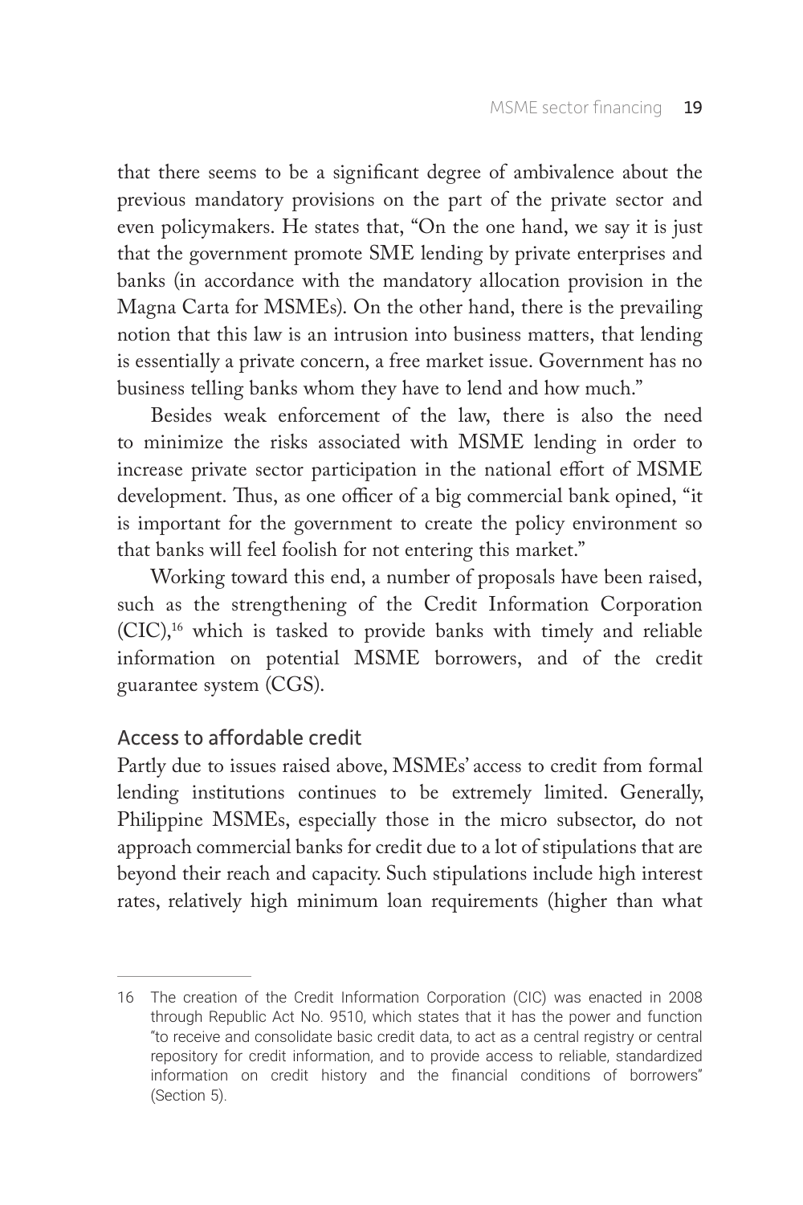that there seems to be a significant degree of ambivalence about the previous mandatory provisions on the part of the private sector and even policymakers. He states that, "On the one hand, we say it is just that the government promote SME lending by private enterprises and banks (in accordance with the mandatory allocation provision in the Magna Carta for MSMEs). On the other hand, there is the prevailing notion that this law is an intrusion into business matters, that lending is essentially a private concern, a free market issue. Government has no business telling banks whom they have to lend and how much."

Besides weak enforcement of the law, there is also the need to minimize the risks associated with MSME lending in order to increase private sector participation in the national effort of MSME development. Thus, as one officer of a big commercial bank opined, "it is important for the government to create the policy environment so that banks will feel foolish for not entering this market."

Working toward this end, a number of proposals have been raised, such as the strengthening of the Credit Information Corporation (CIC),[16] which is tasked to provide banks with timely and reliable information on potential MSME borrowers, and of the credit guarantee system (CGS).

### Access to affordable credit

Partly due to issues raised above, MSMEs' access to credit from formal lending institutions continues to be extremely limited. Generally, Philippine MSMEs, especially those in the micro subsector, do not approach commercial banks for credit due to a lot of stipulations that are beyond their reach and capacity. Such stipulations include high interest rates, relatively high minimum loan requirements (higher than what

---

16 The creation of the Credit Information Corporation (CIC) was enacted in 2008 through Republic Act No. 9510, which states that it has the power and function "to receive and consolidate basic credit data, to act as a central registry or central repository for credit information, and to provide access to reliable, standardized information on credit history and the financial conditions of borrowers" (Section 5).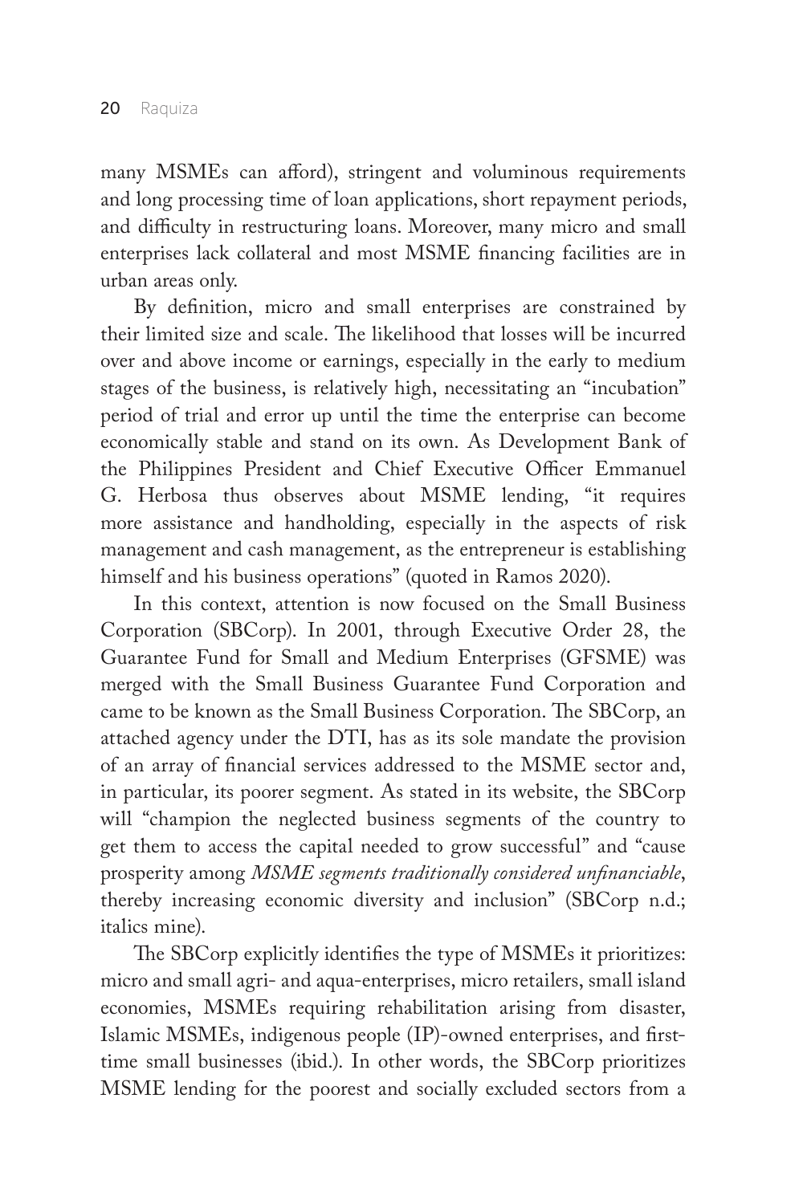many MSMEs can afford), stringent and voluminous requirements and long processing time of loan applications, short repayment periods, and difficulty in restructuring loans. Moreover, many micro and small enterprises lack collateral and most MSME financing facilities are in urban areas only.

By definition, micro and small enterprises are constrained by their limited size and scale. The likelihood that losses will be incurred over and above income or earnings, especially in the early to medium stages of the business, is relatively high, necessitating an "incubation" period of trial and error up until the time the enterprise can become economically stable and stand on its own. As Development Bank of the Philippines President and Chief Executive Officer Emmanuel G. Herbosa thus observes about MSME lending, "it requires more assistance and handholding, especially in the aspects of risk management and cash management, as the entrepreneur is establishing himself and his business operations" (quoted in Ramos 2020).

In this context, attention is now focused on the Small Business Corporation (SBCorp). In 2001, through Executive Order 28, the Guarantee Fund for Small and Medium Enterprises (GFSME) was merged with the Small Business Guarantee Fund Corporation and came to be known as the Small Business Corporation. The SBCorp, an attached agency under the DTI, has as its sole mandate the provision of an array of financial services addressed to the MSME sector and, in particular, its poorer segment. As stated in its website, the SBCorp will "champion the neglected business segments of the country to get them to access the capital needed to grow successful" and "cause prosperity among *MSME segments traditionally considered unfinanciable*, thereby increasing economic diversity and inclusion" (SBCorp n.d.; italics mine).

The SBCorp explicitly identifies the type of MSMEs it prioritizes: micro and small agri- and aqua-enterprises, micro retailers, small island economies, MSMEs requiring rehabilitation arising from disaster, Islamic MSMEs, indigenous people (IP)-owned enterprises, and first-time small businesses (ibid.). In other words, the SBCorp prioritizes MSME lending for the poorest and socially excluded sectors from a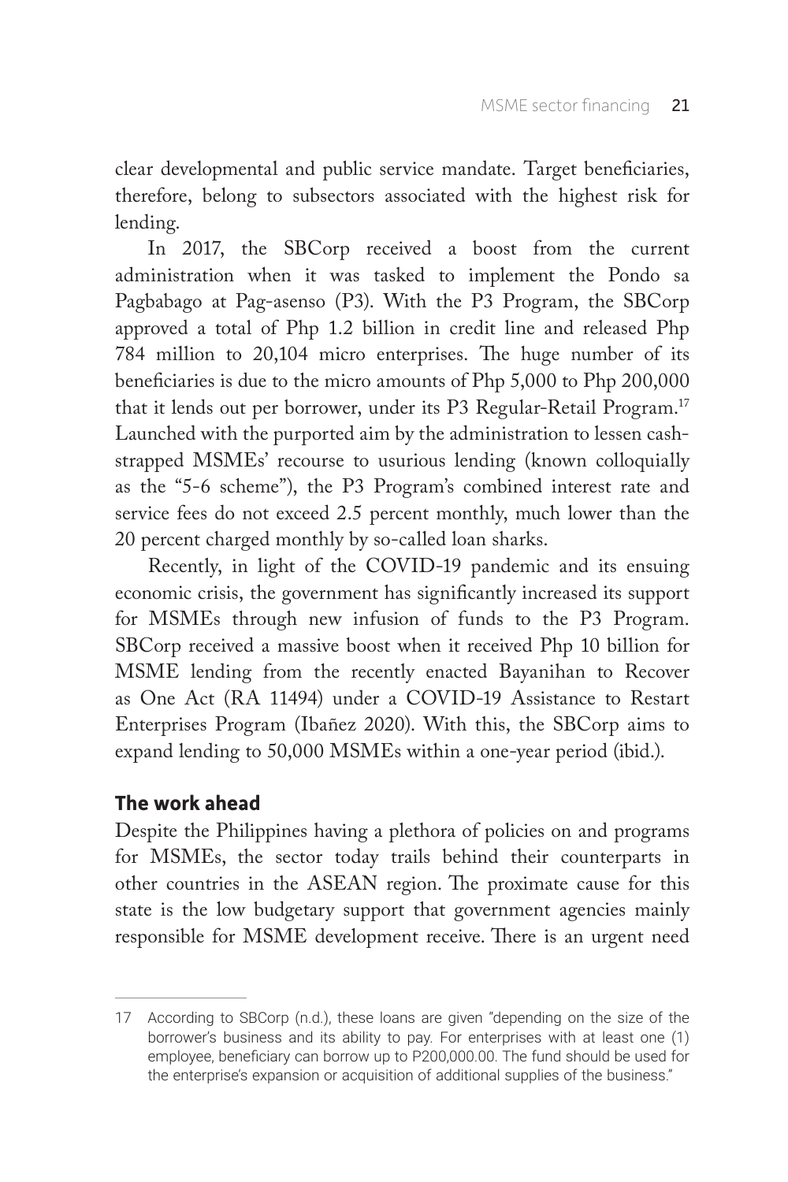clear developmental and public service mandate. Target beneficiaries, therefore, belong to subsectors associated with the highest risk for lending.

In 2017, the SBCorp received a boost from the current administration when it was tasked to implement the Pondo sa Pagbabago at Pag-asenso (P3). With the P3 Program, the SBCorp approved a total of Php 1.2 billion in credit line and released Php 784 million to 20,104 micro enterprises. The huge number of its beneficiaries is due to the micro amounts of Php 5,000 to Php 200,000 that it lends out per borrower, under its P3 Regular-Retail Program.[17] Launched with the purported aim by the administration to lessen cash-strapped MSMEs' recourse to usurious lending (known colloquially as the "5-6 scheme"), the P3 Program's combined interest rate and service fees do not exceed 2.5 percent monthly, much lower than the 20 percent charged monthly by so-called loan sharks.

Recently, in light of the COVID-19 pandemic and its ensuing economic crisis, the government has significantly increased its support for MSMEs through new infusion of funds to the P3 Program. SBCorp received a massive boost when it received Php 10 billion for MSME lending from the recently enacted Bayanihan to Recover as One Act (RA 11494) under a COVID-19 Assistance to Restart Enterprises Program (Ibañez 2020). With this, the SBCorp aims to expand lending to 50,000 MSMEs within a one-year period (ibid.).

## The work ahead

Despite the Philippines having a plethora of policies on and programs for MSMEs, the sector today trails behind their counterparts in other countries in the ASEAN region. The proximate cause for this state is the low budgetary support that government agencies mainly responsible for MSME development receive. There is an urgent need

---

17 According to SBCorp (n.d.), these loans are given "depending on the size of the borrower's business and its ability to pay. For enterprises with at least one (1) employee, beneficiary can borrow up to P200,000.00. The fund should be used for the enterprise's expansion or acquisition of additional supplies of the business."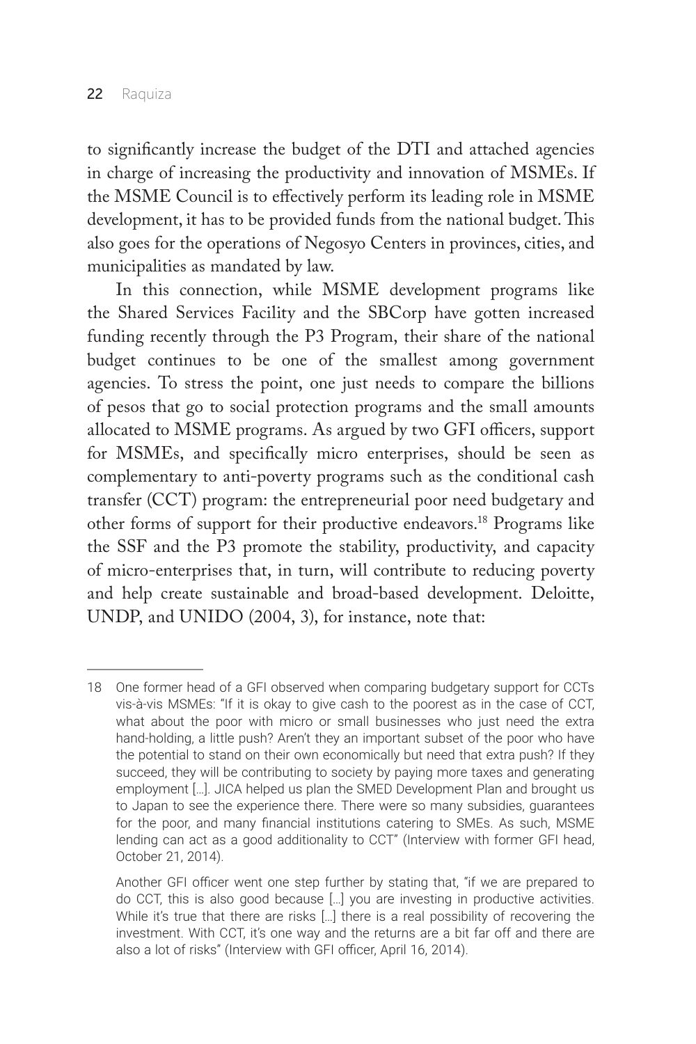to significantly increase the budget of the DTI and attached agencies in charge of increasing the productivity and innovation of MSMEs. If the MSME Council is to effectively perform its leading role in MSME development, it has to be provided funds from the national budget. This also goes for the operations of Negosyo Centers in provinces, cities, and municipalities as mandated by law.

In this connection, while MSME development programs like the Shared Services Facility and the SBCorp have gotten increased funding recently through the P3 Program, their share of the national budget continues to be one of the smallest among government agencies. To stress the point, one just needs to compare the billions of pesos that go to social protection programs and the small amounts allocated to MSME programs. As argued by two GFI officers, support for MSMEs, and specifically micro enterprises, should be seen as complementary to anti-poverty programs such as the conditional cash transfer (CCT) program: the entrepreneurial poor need budgetary and other forms of support for their productive endeavors.[18] Programs like the SSF and the P3 promote the stability, productivity, and capacity of micro-enterprises that, in turn, will contribute to reducing poverty and help create sustainable and broad-based development. Deloitte, UNDP, and UNIDO (2004, 3), for instance, note that:

---

18 One former head of a GFI observed when comparing budgetary support for CCTs vis-à-vis MSMEs: "If it is okay to give cash to the poorest as in the case of CCT, what about the poor with micro or small businesses who just need the extra hand-holding, a little push? Aren't they an important subset of the poor who have the potential to stand on their own economically but need that extra push? If they succeed, they will be contributing to society by paying more taxes and generating employment […]. JICA helped us plan the SMED Development Plan and brought us to Japan to see the experience there. There were so many subsidies, guarantees for the poor, and many financial institutions catering to SMEs. As such, MSME lending can act as a good additionality to CCT" (Interview with former GFI head, October 21, 2014).

Another GFI officer went one step further by stating that, "if we are prepared to do CCT, this is also good because […] you are investing in productive activities. While it's true that there are risks […] there is a real possibility of recovering the investment. With CCT, it's one way and the returns are a bit far off and there are also a lot of risks" (Interview with GFI officer, April 16, 2014).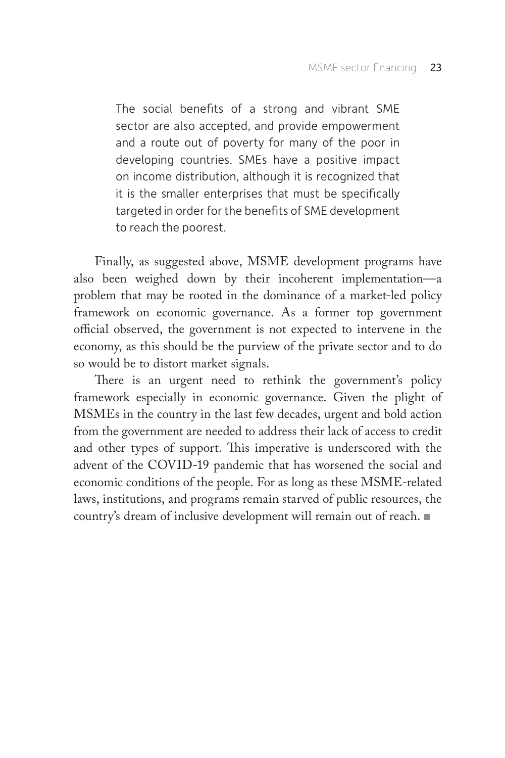> The social benefits of a strong and vibrant SME sector are also accepted, and provide empowerment and a route out of poverty for many of the poor in developing countries. SMEs have a positive impact on income distribution, although it is recognized that it is the smaller enterprises that must be specifically targeted in order for the benefits of SME development to reach the poorest.

Finally, as suggested above, MSME development programs have also been weighed down by their incoherent implementation—a problem that may be rooted in the dominance of a market-led policy framework on economic governance. As a former top government official observed, the government is not expected to intervene in the economy, as this should be the purview of the private sector and to do so would be to distort market signals.

There is an urgent need to rethink the government's policy framework especially in economic governance. Given the plight of MSMEs in the country in the last few decades, urgent and bold action from the government are needed to address their lack of access to credit and other types of support. This imperative is underscored with the advent of the COVID-19 pandemic that has worsened the social and economic conditions of the people. For as long as these MSME-related laws, institutions, and programs remain starved of public resources, the country's dream of inclusive development will remain out of reach. ■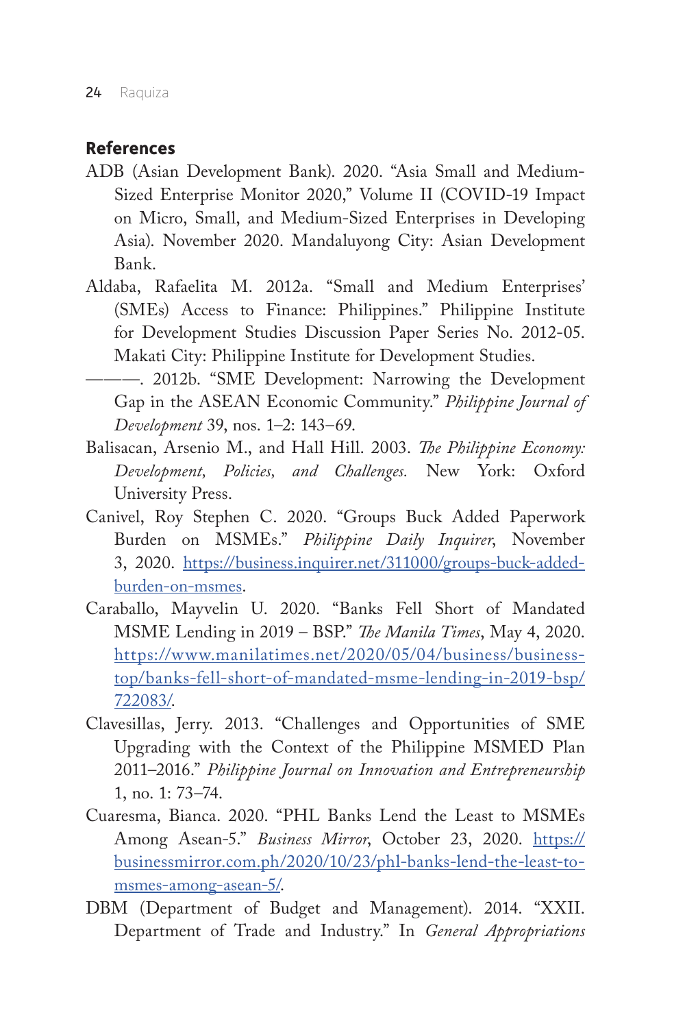## References

ADB (Asian Development Bank). 2020. "Asia Small and Medium-Sized Enterprise Monitor 2020," Volume II (COVID-19 Impact on Micro, Small, and Medium-Sized Enterprises in Developing Asia). November 2020. Mandaluyong City: Asian Development Bank.

Aldaba, Rafaelita M. 2012a. "Small and Medium Enterprises' (SMEs) Access to Finance: Philippines." Philippine Institute for Development Studies Discussion Paper Series No. 2012-05. Makati City: Philippine Institute for Development Studies.

———. 2012b. "SME Development: Narrowing the Development Gap in the ASEAN Economic Community." *Philippine Journal of Development* 39, nos. 1–2: 143–69.

Balisacan, Arsenio M., and Hall Hill. 2003. *The Philippine Economy: Development, Policies, and Challenges.* New York: Oxford University Press.

Canivel, Roy Stephen C. 2020. "Groups Buck Added Paperwork Burden on MSMEs." *Philippine Daily Inquirer*, November 3, 2020. https://business.inquirer.net/311000/groups-buck-added-burden-on-msmes.

Caraballo, Mayvelin U. 2020. "Banks Fell Short of Mandated MSME Lending in 2019 – BSP." *The Manila Times*, May 4, 2020. https://www.manilatimes.net/2020/05/04/business/business-top/banks-fell-short-of-mandated-msme-lending-in-2019-bsp/722083/.

Clavesillas, Jerry. 2013. "Challenges and Opportunities of SME Upgrading with the Context of the Philippine MSMED Plan 2011–2016." *Philippine Journal on Innovation and Entrepreneurship* 1, no. 1: 73–74.

Cuaresma, Bianca. 2020. "PHL Banks Lend the Least to MSMEs Among Asean-5." *Business Mirror*, October 23, 2020. https://businessmirror.com.ph/2020/10/23/phl-banks-lend-the-least-to-msmes-among-asean-5/.

DBM (Department of Budget and Management). 2014. "XXII. Department of Trade and Industry." In *General Appropriations*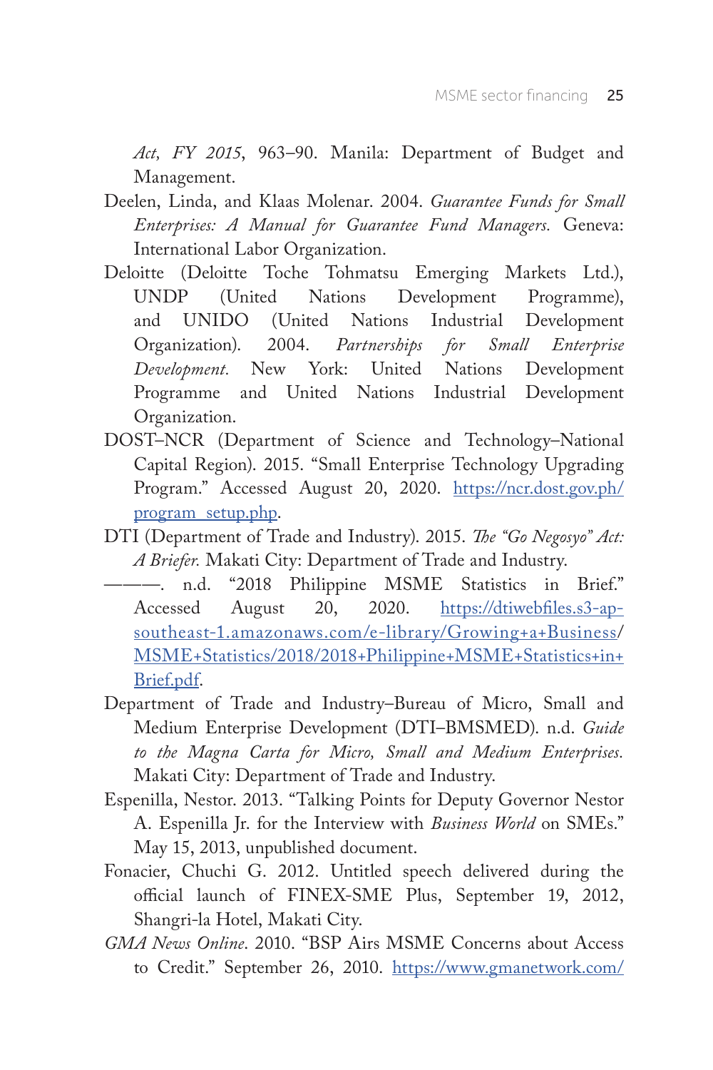*Act, FY 2015*, 963–90. Manila: Department of Budget and Management.

Deelen, Linda, and Klaas Molenar. 2004. *Guarantee Funds for Small Enterprises: A Manual for Guarantee Fund Managers.* Geneva: International Labor Organization.

Deloitte (Deloitte Toche Tohmatsu Emerging Markets Ltd.), UNDP (United Nations Development Programme), and UNIDO (United Nations Industrial Development Organization). 2004. *Partnerships for Small Enterprise Development.* New York: United Nations Development Programme and United Nations Industrial Development Organization.

DOST–NCR (Department of Science and Technology–National Capital Region). 2015. "Small Enterprise Technology Upgrading Program." Accessed August 20, 2020. https://ncr.dost.gov.ph/program_setup.php.

DTI (Department of Trade and Industry). 2015. *The "Go Negosyo" Act: A Briefer.* Makati City: Department of Trade and Industry.

———. n.d. "2018 Philippine MSME Statistics in Brief." Accessed August 20, 2020. https://dtiwebfiles.s3-ap-southeast-1.amazonaws.com/e-library/Growing+a+Business/MSME+Statistics/2018/2018+Philippine+MSME+Statistics+in+Brief.pdf.

Department of Trade and Industry–Bureau of Micro, Small and Medium Enterprise Development (DTI–BMSMED). n.d. *Guide to the Magna Carta for Micro, Small and Medium Enterprises.* Makati City: Department of Trade and Industry.

Espenilla, Nestor. 2013. "Talking Points for Deputy Governor Nestor A. Espenilla Jr. for the Interview with *Business World* on SMEs." May 15, 2013, unpublished document.

Fonacier, Chuchi G. 2012. Untitled speech delivered during the official launch of FINEX-SME Plus, September 19, 2012, Shangri-la Hotel, Makati City.

*GMA News Online*. 2010. "BSP Airs MSME Concerns about Access to Credit." September 26, 2010. https://www.gmanetwork.com/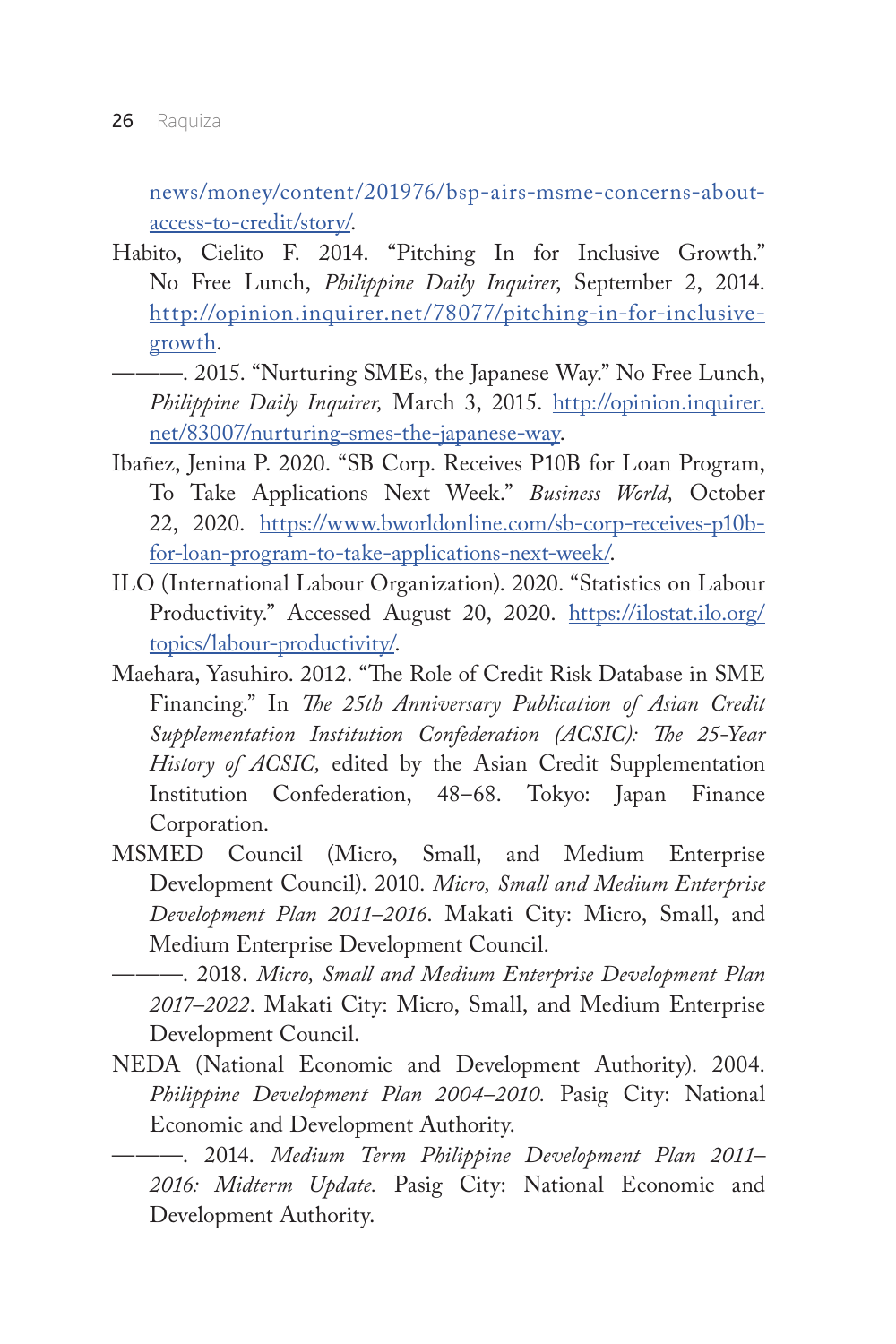news/money/content/201976/bsp-airs-msme-concerns-about-access-to-credit/story/.

Habito, Cielito F. 2014. "Pitching In for Inclusive Growth." No Free Lunch, *Philippine Daily Inquirer*, September 2, 2014. http://opinion.inquirer.net/78077/pitching-in-for-inclusive-growth.

———. 2015. "Nurturing SMEs, the Japanese Way." No Free Lunch, *Philippine Daily Inquirer,* March 3, 2015. http://opinion.inquirer.net/83007/nurturing-smes-the-japanese-way.

Ibañez, Jenina P. 2020. "SB Corp. Receives P10B for Loan Program, To Take Applications Next Week." *Business World,* October 22, 2020. https://www.bworldonline.com/sb-corp-receives-p10b-for-loan-program-to-take-applications-next-week/.

ILO (International Labour Organization). 2020. "Statistics on Labour Productivity." Accessed August 20, 2020. https://ilostat.ilo.org/topics/labour-productivity/.

Maehara, Yasuhiro. 2012. "The Role of Credit Risk Database in SME Financing." In *The 25th Anniversary Publication of Asian Credit Supplementation Institution Confederation (ACSIC): The 25-Year History of ACSIC,* edited by the Asian Credit Supplementation Institution Confederation, 48–68. Tokyo: Japan Finance Corporation.

MSMED Council (Micro, Small, and Medium Enterprise Development Council). 2010. *Micro, Small and Medium Enterprise Development Plan 2011–2016*. Makati City: Micro, Small, and Medium Enterprise Development Council.

———. 2018. *Micro, Small and Medium Enterprise Development Plan 2017–2022*. Makati City: Micro, Small, and Medium Enterprise Development Council.

NEDA (National Economic and Development Authority). 2004. *Philippine Development Plan 2004–2010.* Pasig City: National Economic and Development Authority.

———. 2014. *Medium Term Philippine Development Plan 2011–2016: Midterm Update.* Pasig City: National Economic and Development Authority.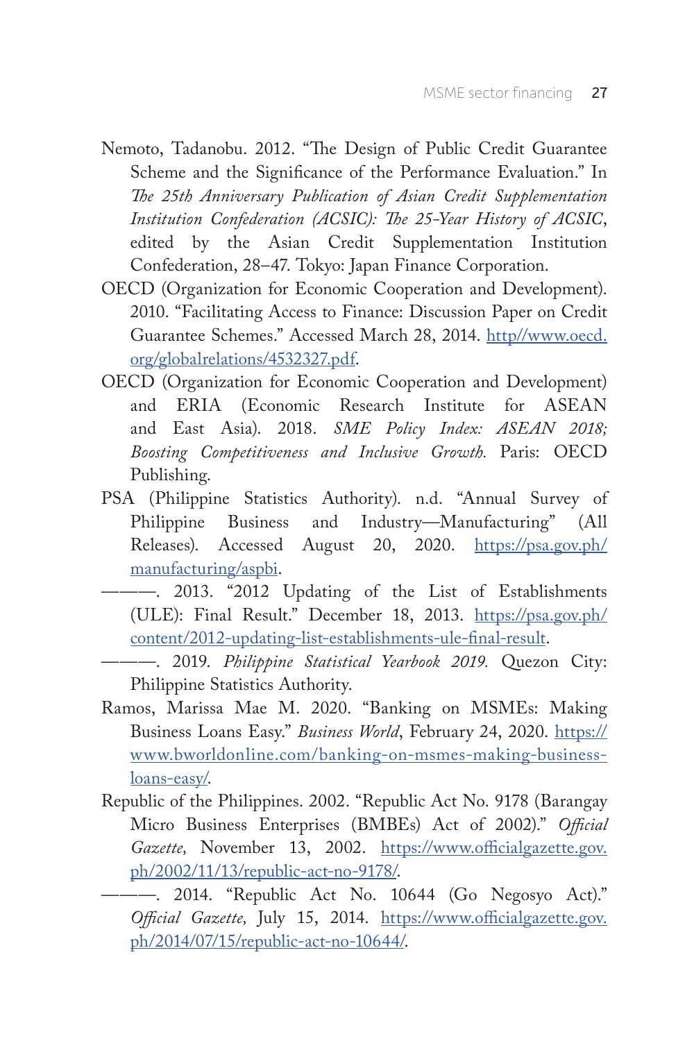Nemoto, Tadanobu. 2012. "The Design of Public Credit Guarantee Scheme and the Significance of the Performance Evaluation." In *The 25th Anniversary Publication of Asian Credit Supplementation Institution Confederation (ACSIC): The 25-Year History of ACSIC*, edited by the Asian Credit Supplementation Institution Confederation, 28–47. Tokyo: Japan Finance Corporation.

OECD (Organization for Economic Cooperation and Development). 2010. "Facilitating Access to Finance: Discussion Paper on Credit Guarantee Schemes." Accessed March 28, 2014. http//www.oecd.org/globalrelations/4532327.pdf.

OECD (Organization for Economic Cooperation and Development) and ERIA (Economic Research Institute for ASEAN and East Asia). 2018. *SME Policy Index: ASEAN 2018; Boosting Competitiveness and Inclusive Growth.* Paris: OECD Publishing.

PSA (Philippine Statistics Authority). n.d. "Annual Survey of Philippine Business and Industry—Manufacturing" (All Releases). Accessed August 20, 2020. https://psa.gov.ph/manufacturing/aspbi.

———. 2013. "2012 Updating of the List of Establishments (ULE): Final Result." December 18, 2013. https://psa.gov.ph/content/2012-updating-list-establishments-ule-final-result.

———. 2019. *Philippine Statistical Yearbook 2019.* Quezon City: Philippine Statistics Authority.

Ramos, Marissa Mae M. 2020. "Banking on MSMEs: Making Business Loans Easy." *Business World*, February 24, 2020. https://www.bworldonline.com/banking-on-msmes-making-business-loans-easy/.

Republic of the Philippines. 2002. "Republic Act No. 9178 (Barangay Micro Business Enterprises (BMBEs) Act of 2002)." *Official Gazette,* November 13, 2002. https://www.officialgazette.gov.ph/2002/11/13/republic-act-no-9178/.

———. 2014. "Republic Act No. 10644 (Go Negosyo Act)." *Official Gazette,* July 15, 2014. https://www.officialgazette.gov.ph/2014/07/15/republic-act-no-10644/.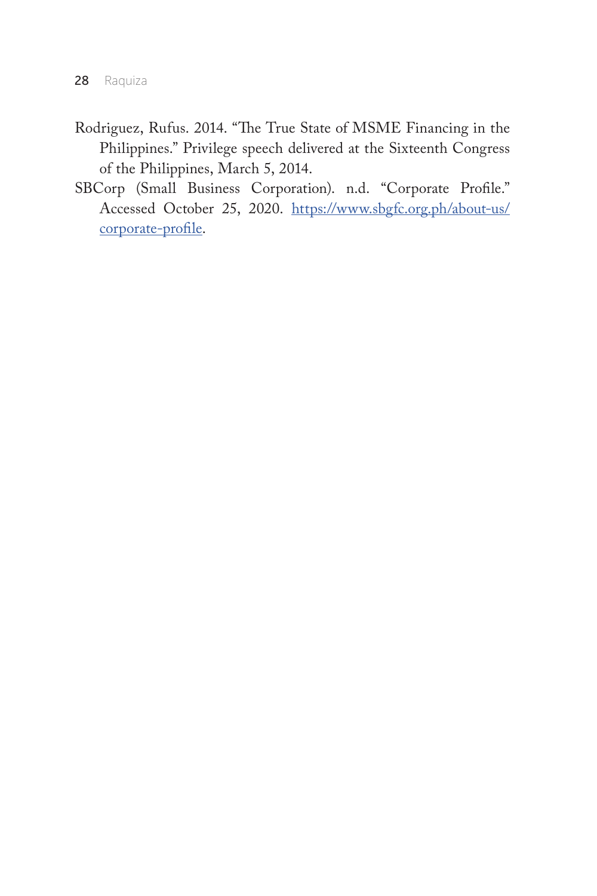Rodriguez, Rufus. 2014. "The True State of MSME Financing in the Philippines." Privilege speech delivered at the Sixteenth Congress of the Philippines, March 5, 2014.

SBCorp (Small Business Corporation). n.d. "Corporate Profile." Accessed October 25, 2020. https://www.sbgfc.org.ph/about-us/corporate-profile.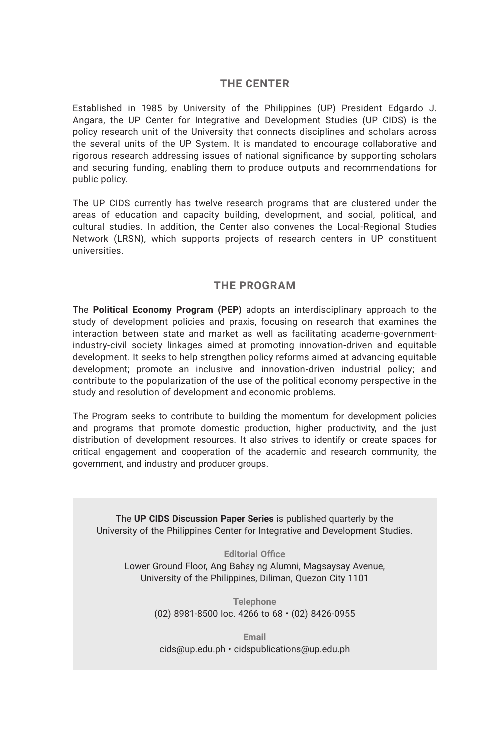## THE CENTER

Established in 1985 by University of the Philippines (UP) President Edgardo J. Angara, the UP Center for Integrative and Development Studies (UP CIDS) is the policy research unit of the University that connects disciplines and scholars across the several units of the UP System. It is mandated to encourage collaborative and rigorous research addressing issues of national significance by supporting scholars and securing funding, enabling them to produce outputs and recommendations for public policy.

The UP CIDS currently has twelve research programs that are clustered under the areas of education and capacity building, development, and social, political, and cultural studies. In addition, the Center also convenes the Local-Regional Studies Network (LRSN), which supports projects of research centers in UP constituent universities.

## THE PROGRAM

The **Political Economy Program (PEP)** adopts an interdisciplinary approach to the study of development policies and praxis, focusing on research that examines the interaction between state and market as well as facilitating academe-government-industry-civil society linkages aimed at promoting innovation-driven and equitable development. It seeks to help strengthen policy reforms aimed at advancing equitable development; promote an inclusive and innovation-driven industrial policy; and contribute to the popularization of the use of the political economy perspective in the study and resolution of development and economic problems.

The Program seeks to contribute to building the momentum for development policies and programs that promote domestic production, higher productivity, and the just distribution of development resources. It also strives to identify or create spaces for critical engagement and cooperation of the academic and research community, the government, and industry and producer groups.

The **UP CIDS Discussion Paper Series** is published quarterly by the University of the Philippines Center for Integrative and Development Studies.

**Editorial Office**
Lower Ground Floor, Ang Bahay ng Alumni, Magsaysay Avenue, University of the Philippines, Diliman, Quezon City 1101

**Telephone**
(02) 8981-8500 loc. 4266 to 68 • (02) 8426-0955

**Email**
cids@up.edu.ph • cidspublications@up.edu.ph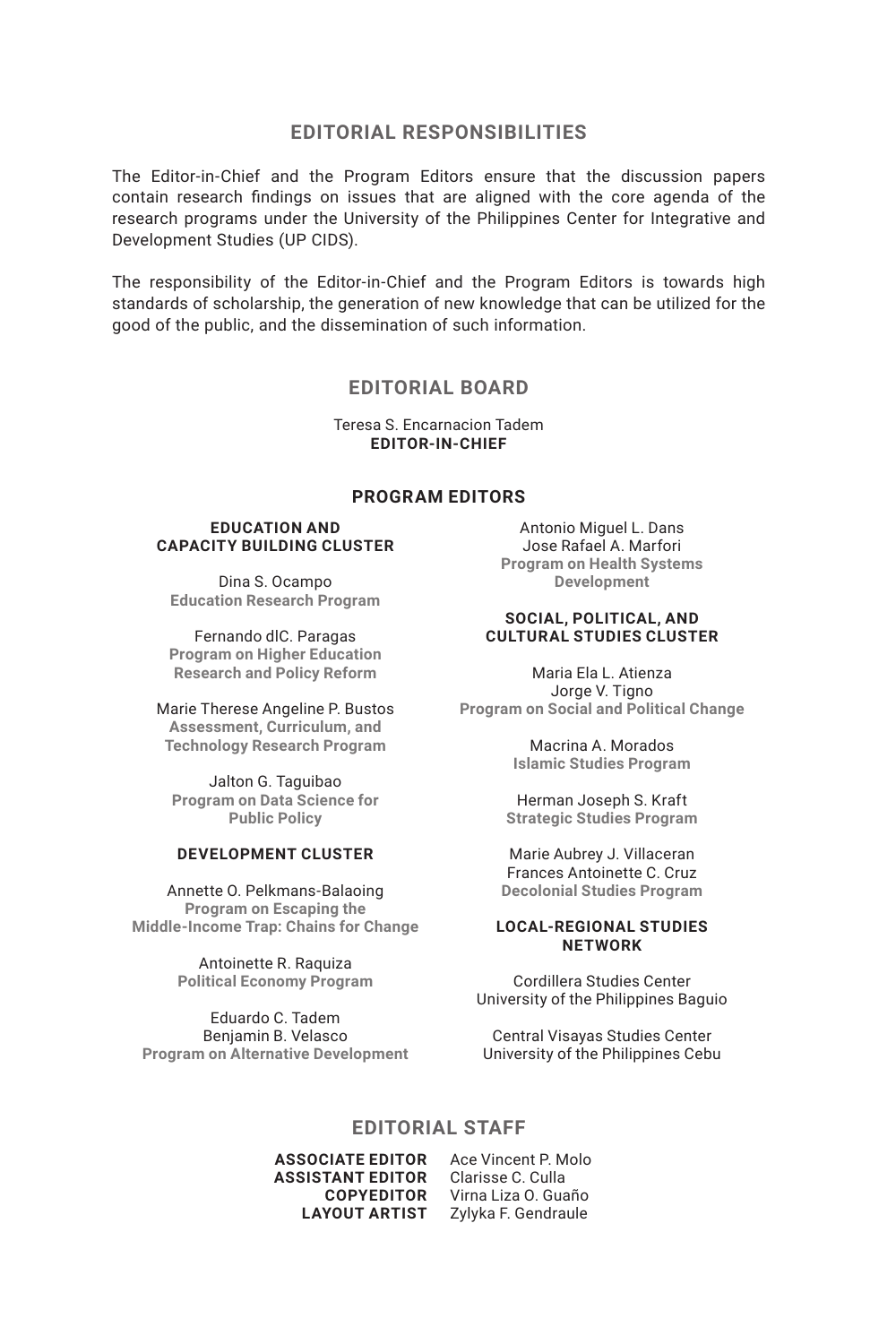## EDITORIAL RESPONSIBILITIES

The Editor-in-Chief and the Program Editors ensure that the discussion papers contain research findings on issues that are aligned with the core agenda of the research programs under the University of the Philippines Center for Integrative and Development Studies (UP CIDS).

The responsibility of the Editor-in-Chief and the Program Editors is towards high standards of scholarship, the generation of new knowledge that can be utilized for the good of the public, and the dissemination of such information.

## EDITORIAL BOARD

Teresa S. Encarnacion Tadem
**EDITOR-IN-CHIEF**

### PROGRAM EDITORS

**EDUCATION AND CAPACITY BUILDING CLUSTER**

Dina S. Ocampo
**Education Research Program**

Fernando dlC. Paragas
**Program on Higher Education Research and Policy Reform**

Marie Therese Angeline P. Bustos
**Assessment, Curriculum, and Technology Research Program**

Jalton G. Taguibao
**Program on Data Science for Public Policy**

**DEVELOPMENT CLUSTER**

Annette O. Pelkmans-Balaoing
**Program on Escaping the Middle-Income Trap: Chains for Change**

Antoinette R. Raquiza
**Political Economy Program**

Eduardo C. Tadem
Benjamin B. Velasco
**Program on Alternative Development**

Antonio Miguel L. Dans
Jose Rafael A. Marfori
**Program on Health Systems Development**

**SOCIAL, POLITICAL, AND CULTURAL STUDIES CLUSTER**

Maria Ela L. Atienza
Jorge V. Tigno
**Program on Social and Political Change**

Macrina A. Morados
**Islamic Studies Program**

Herman Joseph S. Kraft
**Strategic Studies Program**

Marie Aubrey J. Villaceran
Frances Antoinette C. Cruz
**Decolonial Studies Program**

**LOCAL-REGIONAL STUDIES NETWORK**

Cordillera Studies Center
University of the Philippines Baguio

Central Visayas Studies Center
University of the Philippines Cebu

## EDITORIAL STAFF

**ASSOCIATE EDITOR** Ace Vincent P. Molo
**ASSISTANT EDITOR** Clarisse C. Culla
**COPYEDITOR** Virna Liza O. Guaño
**LAYOUT ARTIST** Zylyka F. Gendraule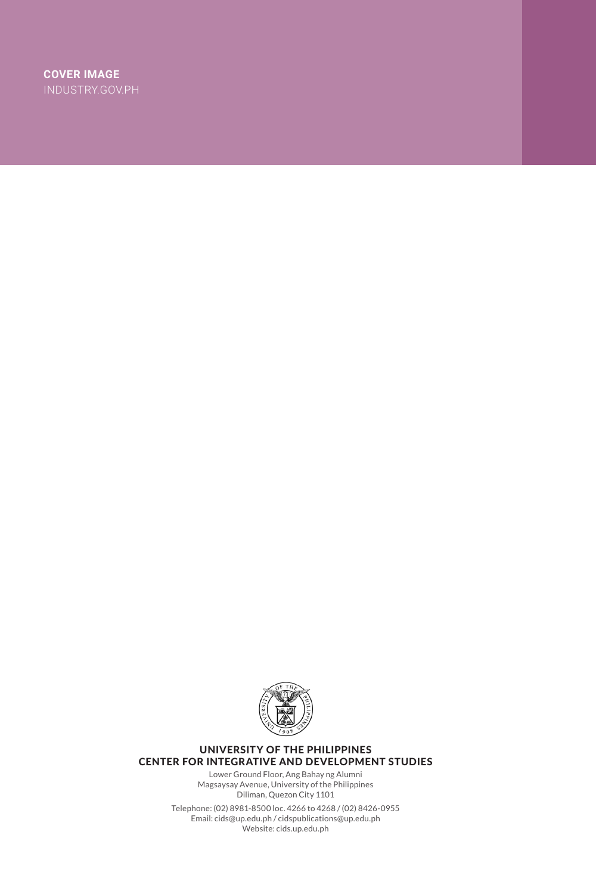**COVER IMAGE**
INDUSTRY.GOV.PH

**UNIVERSITY OF THE PHILIPPINES**
**CENTER FOR INTEGRATIVE AND DEVELOPMENT STUDIES**

Lower Ground Floor, Ang Bahay ng Alumni
Magsaysay Avenue, University of the Philippines
Diliman, Quezon City 1101

Telephone: (02) 8981-8500 loc. 4266 to 4268 / (02) 8426-0955
Email: cids@up.edu.ph / cidspublications@up.edu.ph
Website: cids.up.edu.ph